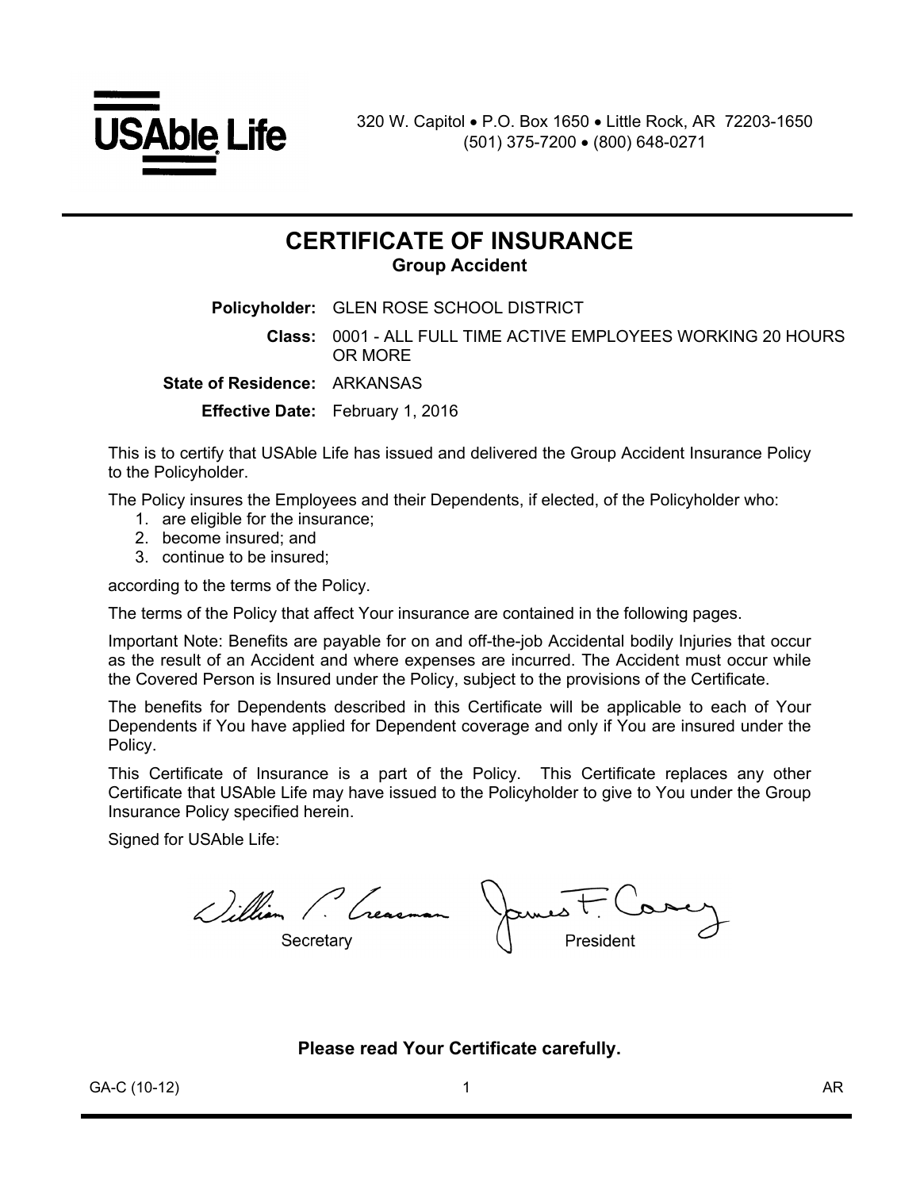USAble Life

320 W. Capitol • P.O. Box 1650 • Little Rock, AR 72203-1650
(501) 375-7200 • (800) 648-0271

# CERTIFICATE OF INSURANCE

## Group Accident

**Policyholder:** GLEN ROSE SCHOOL DISTRICT

**Class:** 0001 - ALL FULL TIME ACTIVE EMPLOYEES WORKING 20 HOURS OR MORE

**State of Residence:** ARKANSAS

**Effective Date:** February 1, 2016

This is to certify that USAble Life has issued and delivered the Group Accident Insurance Policy to the Policyholder.

The Policy insures the Employees and their Dependents, if elected, of the Policyholder who:

1. are eligible for the insurance;
2. become insured; and
3. continue to be insured;

according to the terms of the Policy.

The terms of the Policy that affect Your insurance are contained in the following pages.

Important Note: Benefits are payable for on and off-the-job Accidental bodily Injuries that occur as the result of an Accident and where expenses are incurred. The Accident must occur while the Covered Person is Insured under the Policy, subject to the provisions of the Certificate.

The benefits for Dependents described in this Certificate will be applicable to each of Your Dependents if You have applied for Dependent coverage and only if You are insured under the Policy.

This Certificate of Insurance is a part of the Policy. This Certificate replaces any other Certificate that USAble Life may have issued to the Policyholder to give to You under the Group Insurance Policy specified herein.

Signed for USAble Life:

William P. Creasman — Secretary

James F. Carey — President

**Please read Your Certificate carefully.**

GA-C (10-12) AR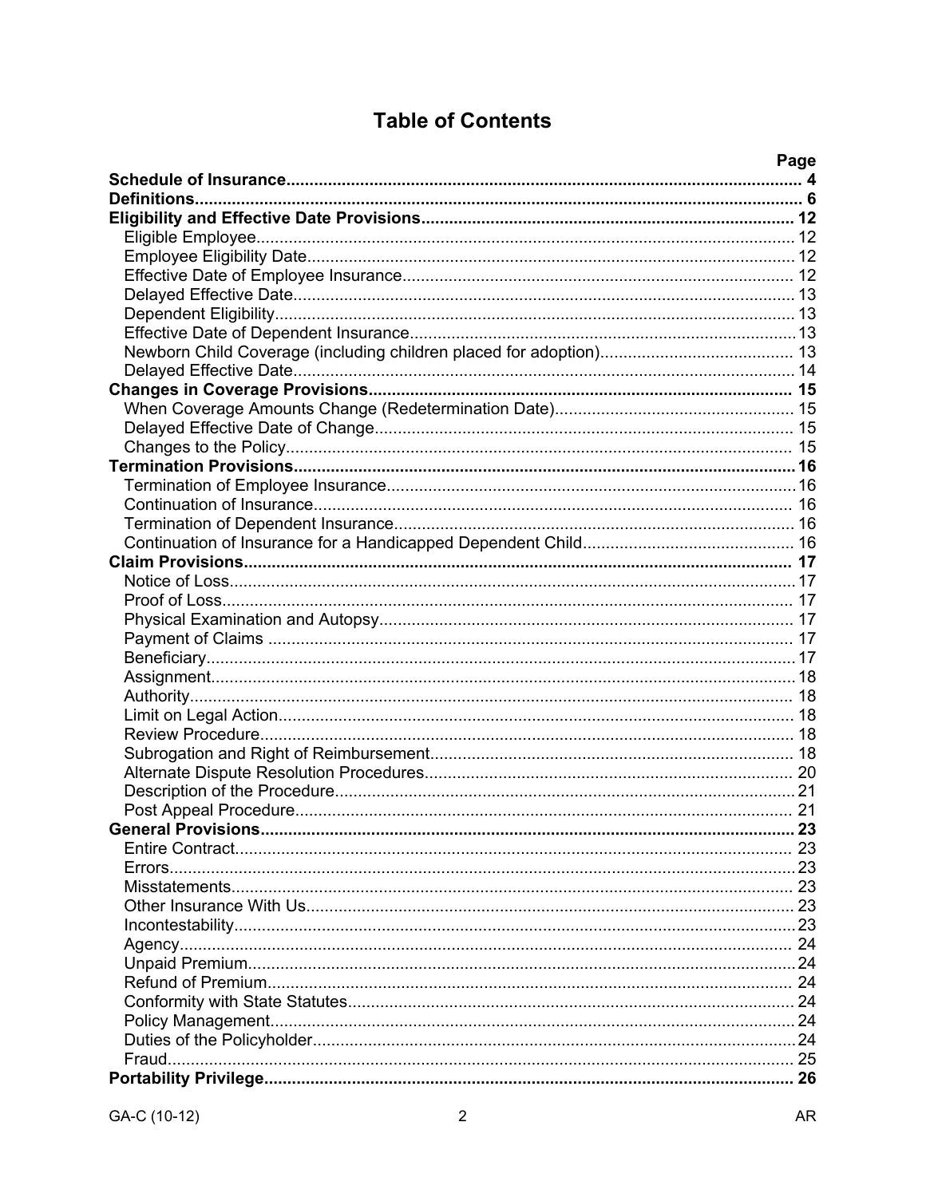# Table of Contents

| | Page |
|---|---|
| **Schedule of Insurance** | **4** |
| **Definitions** | **6** |
| **Eligibility and Effective Date Provisions** | **12** |
| Eligible Employee | 12 |
| Employee Eligibility Date | 12 |
| Effective Date of Employee Insurance | 12 |
| Delayed Effective Date | 13 |
| Dependent Eligibility | 13 |
| Effective Date of Dependent Insurance | 13 |
| Newborn Child Coverage (including children placed for adoption) | 13 |
| Delayed Effective Date | 14 |
| **Changes in Coverage Provisions** | **15** |
| When Coverage Amounts Change (Redetermination Date) | 15 |
| Delayed Effective Date of Change | 15 |
| Changes to the Policy | 15 |
| **Termination Provisions** | **16** |
| Termination of Employee Insurance | 16 |
| Continuation of Insurance | 16 |
| Termination of Dependent Insurance | 16 |
| Continuation of Insurance for a Handicapped Dependent Child | 16 |
| **Claim Provisions** | **17** |
| Notice of Loss | 17 |
| Proof of Loss | 17 |
| Physical Examination and Autopsy | 17 |
| Payment of Claims | 17 |
| Beneficiary | 17 |
| Assignment | 18 |
| Authority | 18 |
| Limit on Legal Action | 18 |
| Review Procedure | 18 |
| Subrogation and Right of Reimbursement | 18 |
| Alternate Dispute Resolution Procedures | 20 |
| Description of the Procedure | 21 |
| Post Appeal Procedure | 21 |
| **General Provisions** | **23** |
| Entire Contract | 23 |
| Errors | 23 |
| Misstatements | 23 |
| Other Insurance With Us | 23 |
| Incontestability | 23 |
| Agency | 24 |
| Unpaid Premium | 24 |
| Refund of Premium | 24 |
| Conformity with State Statutes | 24 |
| Policy Management | 24 |
| Duties of the Policyholder | 24 |
| Fraud | 25 |
| **Portability Privilege** | **26** |

GA-C (10-12) AR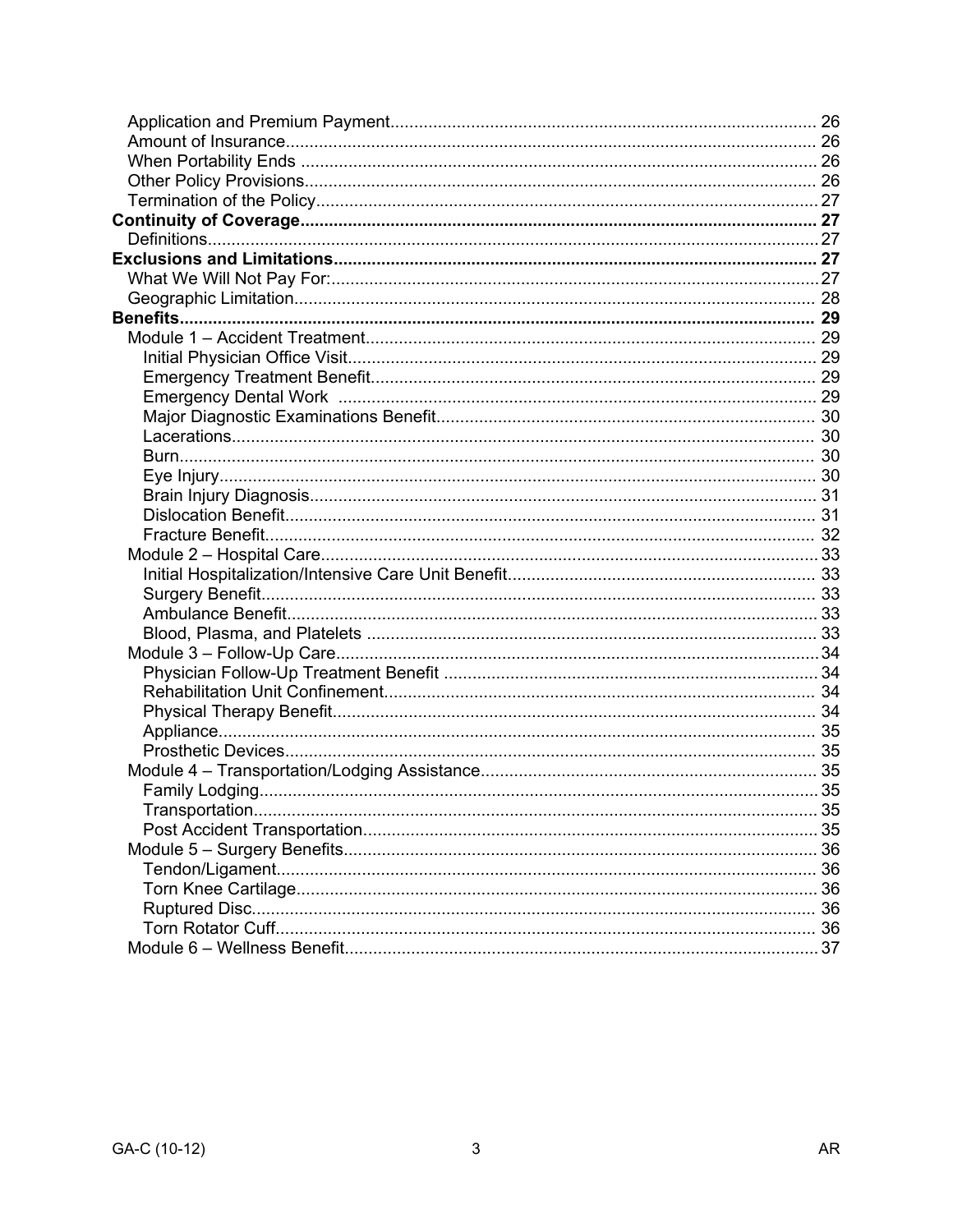Application and Premium Payment........................................................................................ 26
Amount of Insurance............................................................................................................. 26
When Portability Ends .......................................................................................................... 26
Other Policy Provisions......................................................................................................... 26
Termination of the Policy....................................................................................................... 27

**Continuity of Coverage.......................................................................................................... 27**

Definitions............................................................................................................................. 27

**Exclusions and Limitations.................................................................................................... 27**

What We Will Not Pay For:.................................................................................................... 27
Geographic Limitation............................................................................................................ 28

**Benefits.................................................................................................................................... 29**

Module 1 – Accident Treatment............................................................................................. 29
- Initial Physician Office Visit................................................................................................. 29
- Emergency Treatment Benefit............................................................................................ 29
- Emergency Dental Work .................................................................................................... 29
- Major Diagnostic Examinations Benefit............................................................................... 30
- Lacerations......................................................................................................................... 30
- Burn.................................................................................................................................... 30
- Eye Injury............................................................................................................................ 30
- Brain Injury Diagnosis......................................................................................................... 31
- Dislocation Benefit.............................................................................................................. 31
- Fracture Benefit.................................................................................................................. 32

Module 2 – Hospital Care....................................................................................................... 33
- Initial Hospitalization/Intensive Care Unit Benefit............................................................... 33
- Surgery Benefit................................................................................................................... 33
- Ambulance Benefit.............................................................................................................. 33
- Blood, Plasma, and Platelets ............................................................................................. 33

Module 3 – Follow-Up Care.................................................................................................... 34
- Physician Follow-Up Treatment Benefit .............................................................................. 34
- Rehabilitation Unit Confinement.......................................................................................... 34
- Physical Therapy Benefit..................................................................................................... 34
- Appliance............................................................................................................................. 35
- Prosthetic Devices............................................................................................................... 35

Module 4 – Transportation/Lodging Assistance...................................................................... 35
- Family Lodging.................................................................................................................... 35
- Transportation...................................................................................................................... 35
- Post Accident Transportation............................................................................................... 35

Module 5 – Surgery Benefits.................................................................................................. 36
- Tendon/Ligament................................................................................................................. 36
- Torn Knee Cartilage............................................................................................................. 36
- Ruptured Disc...................................................................................................................... 36
- Torn Rotator Cuff................................................................................................................. 36

Module 6 – Wellness Benefit.................................................................................................. 37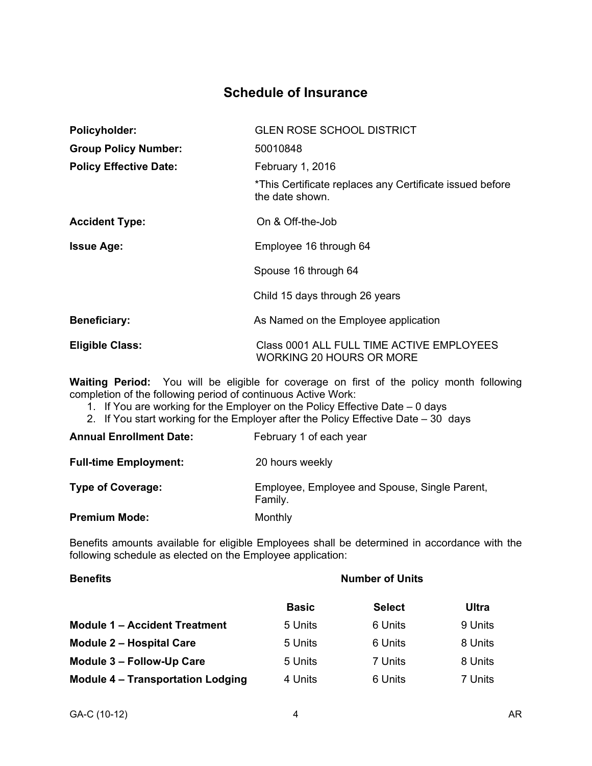# Schedule of Insurance

| | |
|---|---|
| **Policyholder:** | GLEN ROSE SCHOOL DISTRICT |
| **Group Policy Number:** | 50010848 |
| **Policy Effective Date:** | February 1, 2016<br>*This Certificate replaces any Certificate issued before the date shown. |
| **Accident Type:** | On & Off-the-Job |
| **Issue Age:** | Employee 16 through 64<br>Spouse 16 through 64<br>Child 15 days through 26 years |
| **Beneficiary:** | As Named on the Employee application |
| **Eligible Class:** | Class 0001 ALL FULL TIME ACTIVE EMPLOYEES WORKING 20 HOURS OR MORE |

**Waiting Period:** You will be eligible for coverage on first of the policy month following completion of the following period of continuous Active Work:

1. If You are working for the Employer on the Policy Effective Date – 0 days
2. If You start working for the Employer after the Policy Effective Date – 30 days

| | |
|---|---|
| **Annual Enrollment Date:** | February 1 of each year |
| **Full-time Employment:** | 20 hours weekly |
| **Type of Coverage:** | Employee, Employee and Spouse, Single Parent, Family. |
| **Premium Mode:** | Monthly |

Benefits amounts available for eligible Employees shall be determined in accordance with the following schedule as elected on the Employee application:

| **Benefits** | **Number of Units** | | |
|---|---|---|---|
| | **Basic** | **Select** | **Ultra** |
| **Module 1 – Accident Treatment** | 5 Units | 6 Units | 9 Units |
| **Module 2 – Hospital Care** | 5 Units | 6 Units | 8 Units |
| **Module 3 – Follow-Up Care** | 5 Units | 7 Units | 8 Units |
| **Module 4 – Transportation Lodging** | 4 Units | 6 Units | 7 Units |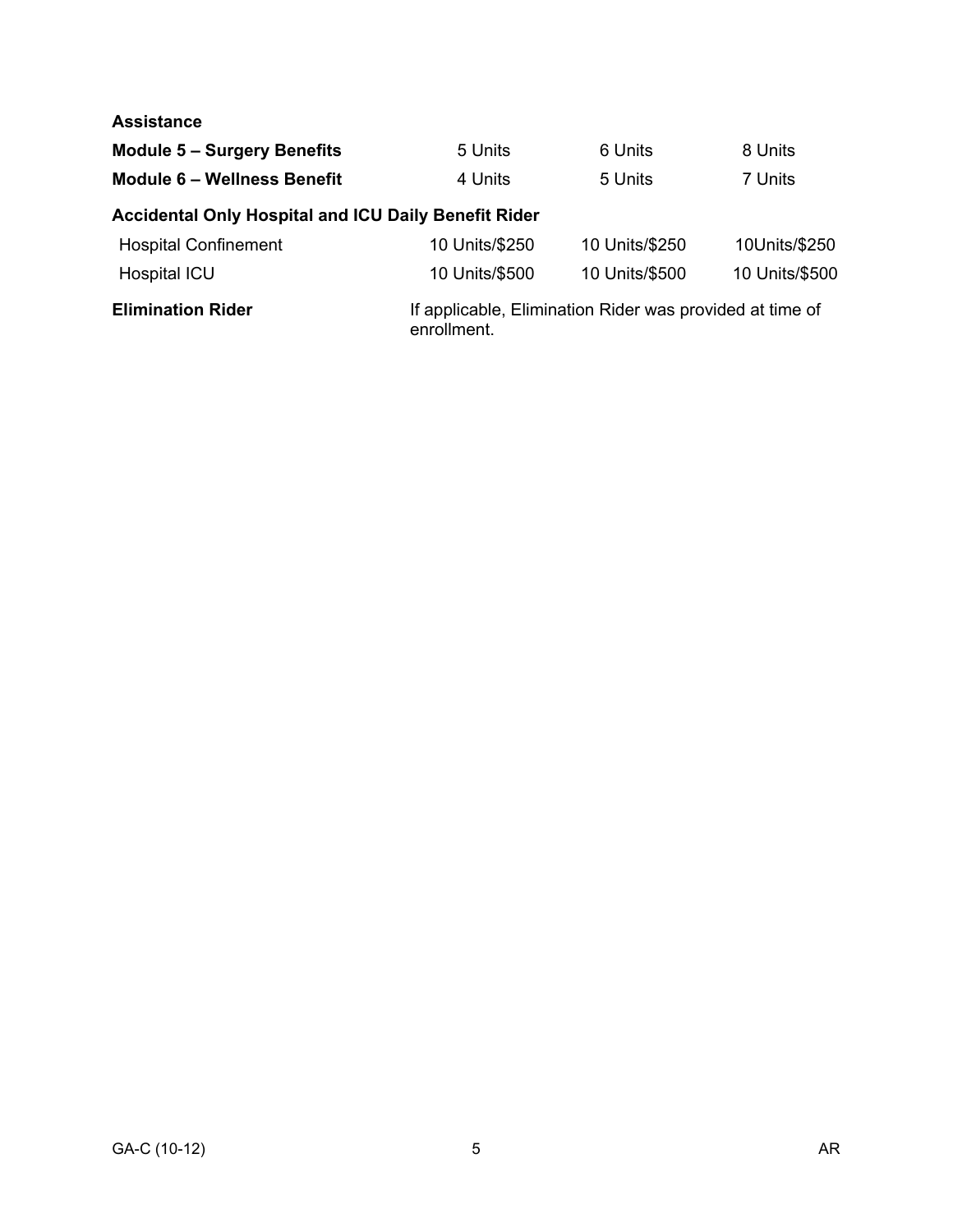| **Assistance** | | | |
|---|---|---|---|
| **Module 5 – Surgery Benefits** | 5 Units | 6 Units | 8 Units |
| **Module 6 – Wellness Benefit** | 4 Units | 5 Units | 7 Units |
| **Accidental Only Hospital and ICU Daily Benefit Rider** | | | |
| Hospital Confinement | 10 Units/$250 | 10 Units/$250 | 10Units/$250 |
| Hospital ICU | 10 Units/$500 | 10 Units/$500 | 10 Units/$500 |

**Elimination Rider** If applicable, Elimination Rider was provided at time of enrollment.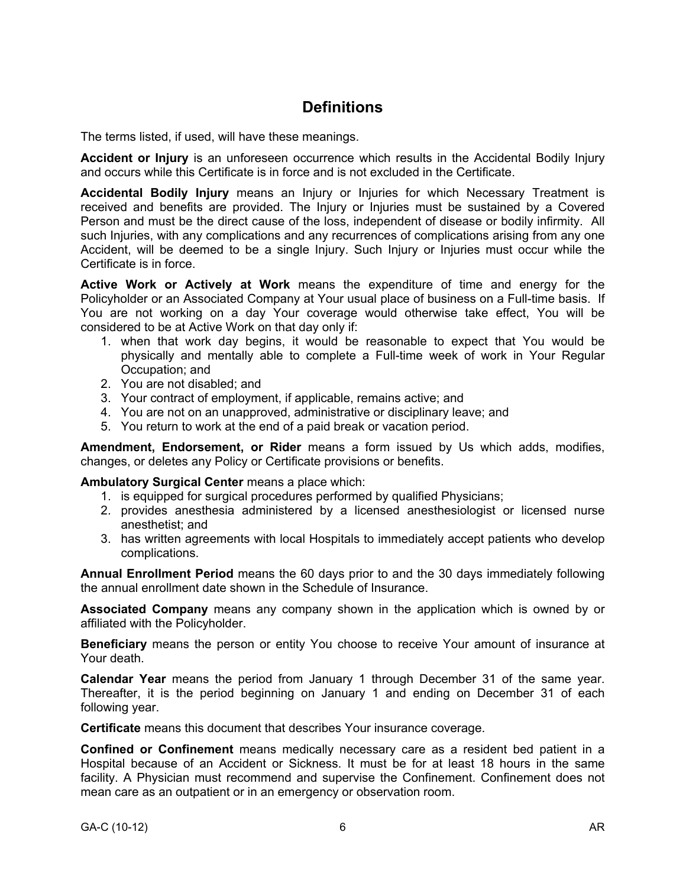# Definitions

The terms listed, if used, will have these meanings.

**Accident or Injury** is an unforeseen occurrence which results in the Accidental Bodily Injury and occurs while this Certificate is in force and is not excluded in the Certificate.

**Accidental Bodily Injury** means an Injury or Injuries for which Necessary Treatment is received and benefits are provided. The Injury or Injuries must be sustained by a Covered Person and must be the direct cause of the loss, independent of disease or bodily infirmity. All such Injuries, with any complications and any recurrences of complications arising from any one Accident, will be deemed to be a single Injury. Such Injury or Injuries must occur while the Certificate is in force.

**Active Work or Actively at Work** means the expenditure of time and energy for the Policyholder or an Associated Company at Your usual place of business on a Full-time basis. If You are not working on a day Your coverage would otherwise take effect, You will be considered to be at Active Work on that day only if:

1. when that work day begins, it would be reasonable to expect that You would be physically and mentally able to complete a Full-time week of work in Your Regular Occupation; and
2. You are not disabled; and
3. Your contract of employment, if applicable, remains active; and
4. You are not on an unapproved, administrative or disciplinary leave; and
5. You return to work at the end of a paid break or vacation period.

**Amendment, Endorsement, or Rider** means a form issued by Us which adds, modifies, changes, or deletes any Policy or Certificate provisions or benefits.

**Ambulatory Surgical Center** means a place which:

1. is equipped for surgical procedures performed by qualified Physicians;
2. provides anesthesia administered by a licensed anesthesiologist or licensed nurse anesthetist; and
3. has written agreements with local Hospitals to immediately accept patients who develop complications.

**Annual Enrollment Period** means the 60 days prior to and the 30 days immediately following the annual enrollment date shown in the Schedule of Insurance.

**Associated Company** means any company shown in the application which is owned by or affiliated with the Policyholder.

**Beneficiary** means the person or entity You choose to receive Your amount of insurance at Your death.

**Calendar Year** means the period from January 1 through December 31 of the same year. Thereafter, it is the period beginning on January 1 and ending on December 31 of each following year.

**Certificate** means this document that describes Your insurance coverage.

**Confined or Confinement** means medically necessary care as a resident bed patient in a Hospital because of an Accident or Sickness. It must be for at least 18 hours in the same facility. A Physician must recommend and supervise the Confinement. Confinement does not mean care as an outpatient or in an emergency or observation room.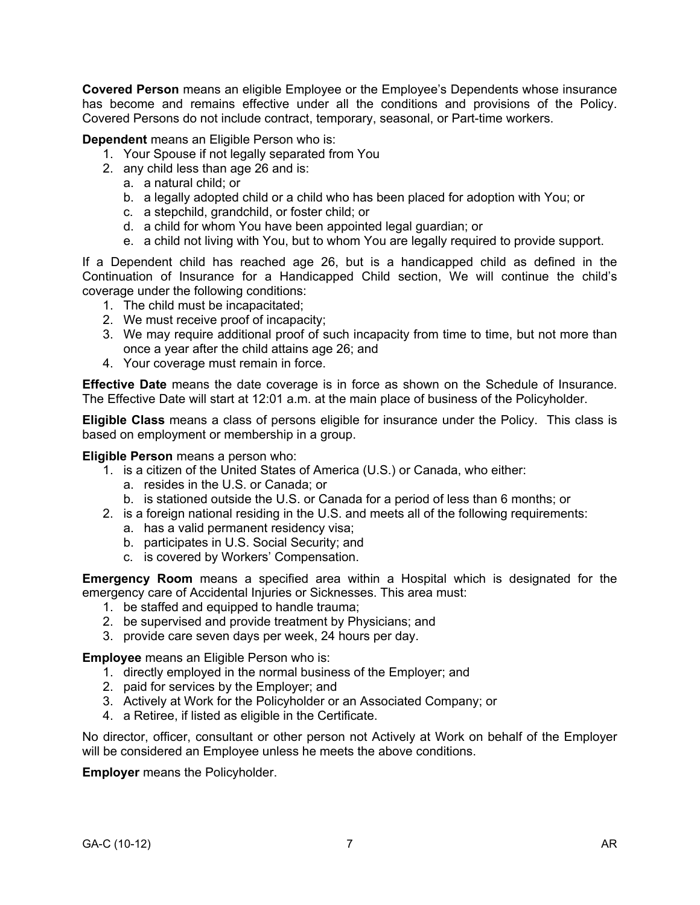**Covered Person** means an eligible Employee or the Employee's Dependents whose insurance has become and remains effective under all the conditions and provisions of the Policy. Covered Persons do not include contract, temporary, seasonal, or Part-time workers.

**Dependent** means an Eligible Person who is:

1. Your Spouse if not legally separated from You
2. any child less than age 26 and is:
   a. a natural child; or
   b. a legally adopted child or a child who has been placed for adoption with You; or
   c. a stepchild, grandchild, or foster child; or
   d. a child for whom You have been appointed legal guardian; or
   e. a child not living with You, but to whom You are legally required to provide support.

If a Dependent child has reached age 26, but is a handicapped child as defined in the Continuation of Insurance for a Handicapped Child section, We will continue the child's coverage under the following conditions:

1. The child must be incapacitated;
2. We must receive proof of incapacity;
3. We may require additional proof of such incapacity from time to time, but not more than once a year after the child attains age 26; and
4. Your coverage must remain in force.

**Effective Date** means the date coverage is in force as shown on the Schedule of Insurance. The Effective Date will start at 12:01 a.m. at the main place of business of the Policyholder.

**Eligible Class** means a class of persons eligible for insurance under the Policy. This class is based on employment or membership in a group.

**Eligible Person** means a person who:

1. is a citizen of the United States of America (U.S.) or Canada, who either:
   a. resides in the U.S. or Canada; or
   b. is stationed outside the U.S. or Canada for a period of less than 6 months; or
2. is a foreign national residing in the U.S. and meets all of the following requirements:
   a. has a valid permanent residency visa;
   b. participates in U.S. Social Security; and
   c. is covered by Workers' Compensation.

**Emergency Room** means a specified area within a Hospital which is designated for the emergency care of Accidental Injuries or Sicknesses. This area must:

1. be staffed and equipped to handle trauma;
2. be supervised and provide treatment by Physicians; and
3. provide care seven days per week, 24 hours per day.

**Employee** means an Eligible Person who is:

1. directly employed in the normal business of the Employer; and
2. paid for services by the Employer; and
3. Actively at Work for the Policyholder or an Associated Company; or
4. a Retiree, if listed as eligible in the Certificate.

No director, officer, consultant or other person not Actively at Work on behalf of the Employer will be considered an Employee unless he meets the above conditions.

**Employer** means the Policyholder.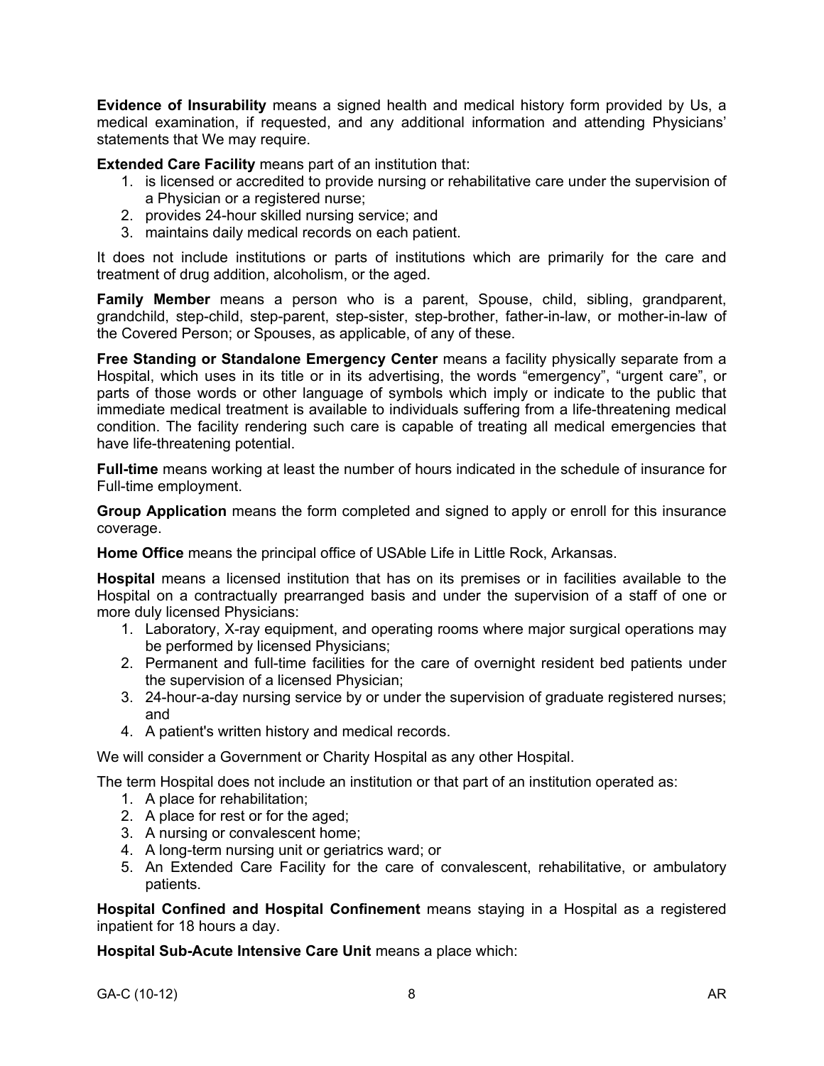**Evidence of Insurability** means a signed health and medical history form provided by Us, a medical examination, if requested, and any additional information and attending Physicians' statements that We may require.

**Extended Care Facility** means part of an institution that:

1. is licensed or accredited to provide nursing or rehabilitative care under the supervision of a Physician or a registered nurse;
2. provides 24-hour skilled nursing service; and
3. maintains daily medical records on each patient.

It does not include institutions or parts of institutions which are primarily for the care and treatment of drug addition, alcoholism, or the aged.

**Family Member** means a person who is a parent, Spouse, child, sibling, grandparent, grandchild, step-child, step-parent, step-sister, step-brother, father-in-law, or mother-in-law of the Covered Person; or Spouses, as applicable, of any of these.

**Free Standing or Standalone Emergency Center** means a facility physically separate from a Hospital, which uses in its title or in its advertising, the words "emergency", "urgent care", or parts of those words or other language of symbols which imply or indicate to the public that immediate medical treatment is available to individuals suffering from a life-threatening medical condition. The facility rendering such care is capable of treating all medical emergencies that have life-threatening potential.

**Full-time** means working at least the number of hours indicated in the schedule of insurance for Full-time employment.

**Group Application** means the form completed and signed to apply or enroll for this insurance coverage.

**Home Office** means the principal office of USAble Life in Little Rock, Arkansas.

**Hospital** means a licensed institution that has on its premises or in facilities available to the Hospital on a contractually prearranged basis and under the supervision of a staff of one or more duly licensed Physicians:

1. Laboratory, X-ray equipment, and operating rooms where major surgical operations may be performed by licensed Physicians;
2. Permanent and full-time facilities for the care of overnight resident bed patients under the supervision of a licensed Physician;
3. 24-hour-a-day nursing service by or under the supervision of graduate registered nurses; and
4. A patient's written history and medical records.

We will consider a Government or Charity Hospital as any other Hospital.

The term Hospital does not include an institution or that part of an institution operated as:

1. A place for rehabilitation;
2. A place for rest or for the aged;
3. A nursing or convalescent home;
4. A long-term nursing unit or geriatrics ward; or
5. An Extended Care Facility for the care of convalescent, rehabilitative, or ambulatory patients.

**Hospital Confined and Hospital Confinement** means staying in a Hospital as a registered inpatient for 18 hours a day.

**Hospital Sub-Acute Intensive Care Unit** means a place which: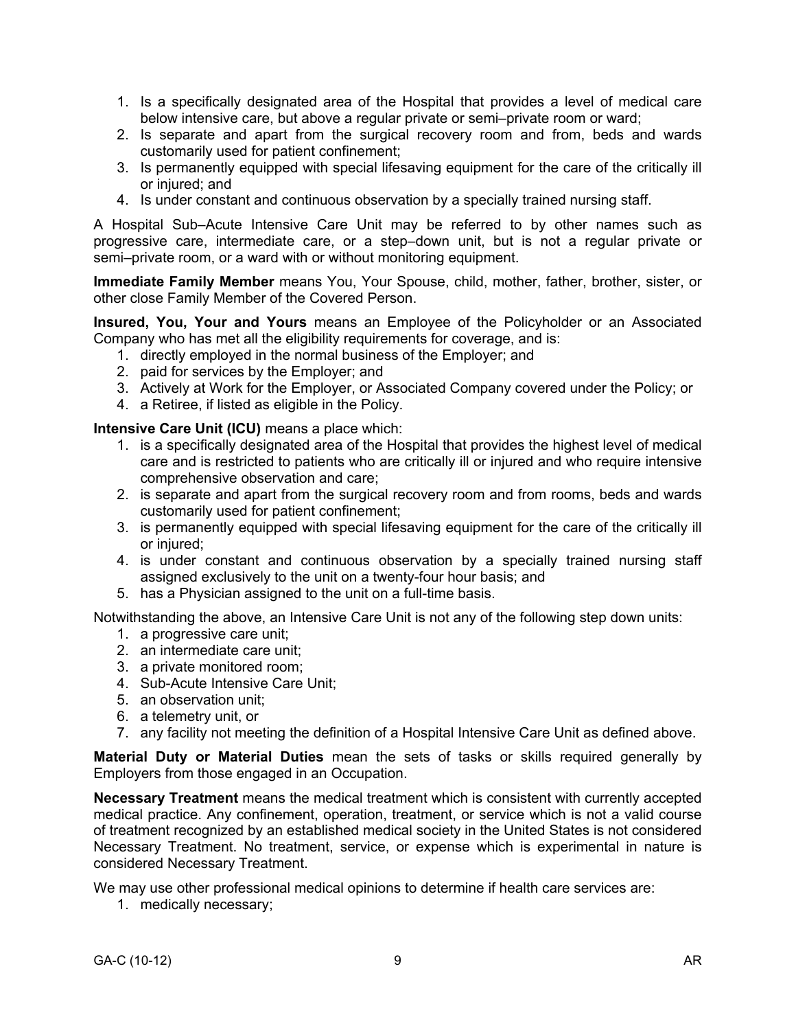1. Is a specifically designated area of the Hospital that provides a level of medical care below intensive care, but above a regular private or semi–private room or ward;
2. Is separate and apart from the surgical recovery room and from, beds and wards customarily used for patient confinement;
3. Is permanently equipped with special lifesaving equipment for the care of the critically ill or injured; and
4. Is under constant and continuous observation by a specially trained nursing staff.

A Hospital Sub–Acute Intensive Care Unit may be referred to by other names such as progressive care, intermediate care, or a step–down unit, but is not a regular private or semi–private room, or a ward with or without monitoring equipment.

**Immediate Family Member** means You, Your Spouse, child, mother, father, brother, sister, or other close Family Member of the Covered Person.

**Insured, You, Your and Yours** means an Employee of the Policyholder or an Associated Company who has met all the eligibility requirements for coverage, and is:

1. directly employed in the normal business of the Employer; and
2. paid for services by the Employer; and
3. Actively at Work for the Employer, or Associated Company covered under the Policy; or
4. a Retiree, if listed as eligible in the Policy.

**Intensive Care Unit (ICU)** means a place which:

1. is a specifically designated area of the Hospital that provides the highest level of medical care and is restricted to patients who are critically ill or injured and who require intensive comprehensive observation and care;
2. is separate and apart from the surgical recovery room and from rooms, beds and wards customarily used for patient confinement;
3. is permanently equipped with special lifesaving equipment for the care of the critically ill or injured;
4. is under constant and continuous observation by a specially trained nursing staff assigned exclusively to the unit on a twenty-four hour basis; and
5. has a Physician assigned to the unit on a full-time basis.

Notwithstanding the above, an Intensive Care Unit is not any of the following step down units:

1. a progressive care unit;
2. an intermediate care unit;
3. a private monitored room;
4. Sub-Acute Intensive Care Unit;
5. an observation unit;
6. a telemetry unit, or
7. any facility not meeting the definition of a Hospital Intensive Care Unit as defined above.

**Material Duty or Material Duties** mean the sets of tasks or skills required generally by Employers from those engaged in an Occupation.

**Necessary Treatment** means the medical treatment which is consistent with currently accepted medical practice. Any confinement, operation, treatment, or service which is not a valid course of treatment recognized by an established medical society in the United States is not considered Necessary Treatment. No treatment, service, or expense which is experimental in nature is considered Necessary Treatment.

We may use other professional medical opinions to determine if health care services are:

1. medically necessary;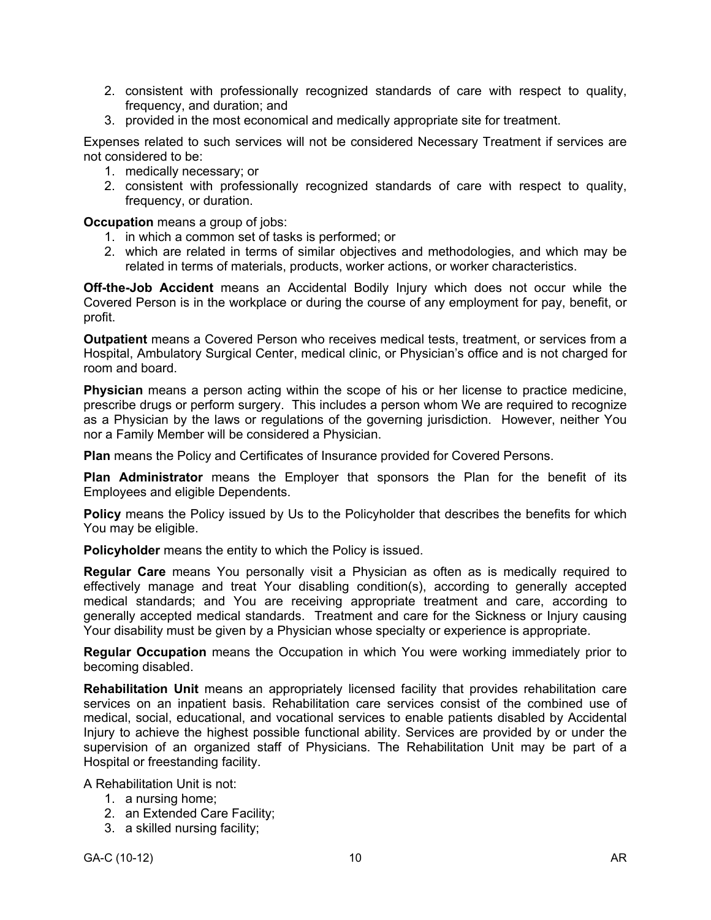2. consistent with professionally recognized standards of care with respect to quality, frequency, and duration; and
3. provided in the most economical and medically appropriate site for treatment.

Expenses related to such services will not be considered Necessary Treatment if services are not considered to be:

1. medically necessary; or
2. consistent with professionally recognized standards of care with respect to quality, frequency, or duration.

**Occupation** means a group of jobs:

1. in which a common set of tasks is performed; or
2. which are related in terms of similar objectives and methodologies, and which may be related in terms of materials, products, worker actions, or worker characteristics.

**Off-the-Job Accident** means an Accidental Bodily Injury which does not occur while the Covered Person is in the workplace or during the course of any employment for pay, benefit, or profit.

**Outpatient** means a Covered Person who receives medical tests, treatment, or services from a Hospital, Ambulatory Surgical Center, medical clinic, or Physician's office and is not charged for room and board.

**Physician** means a person acting within the scope of his or her license to practice medicine, prescribe drugs or perform surgery. This includes a person whom We are required to recognize as a Physician by the laws or regulations of the governing jurisdiction. However, neither You nor a Family Member will be considered a Physician.

**Plan** means the Policy and Certificates of Insurance provided for Covered Persons.

**Plan Administrator** means the Employer that sponsors the Plan for the benefit of its Employees and eligible Dependents.

**Policy** means the Policy issued by Us to the Policyholder that describes the benefits for which You may be eligible.

**Policyholder** means the entity to which the Policy is issued.

**Regular Care** means You personally visit a Physician as often as is medically required to effectively manage and treat Your disabling condition(s), according to generally accepted medical standards; and You are receiving appropriate treatment and care, according to generally accepted medical standards. Treatment and care for the Sickness or Injury causing Your disability must be given by a Physician whose specialty or experience is appropriate.

**Regular Occupation** means the Occupation in which You were working immediately prior to becoming disabled.

**Rehabilitation Unit** means an appropriately licensed facility that provides rehabilitation care services on an inpatient basis. Rehabilitation care services consist of the combined use of medical, social, educational, and vocational services to enable patients disabled by Accidental Injury to achieve the highest possible functional ability. Services are provided by or under the supervision of an organized staff of Physicians. The Rehabilitation Unit may be part of a Hospital or freestanding facility.

A Rehabilitation Unit is not:

1. a nursing home;
2. an Extended Care Facility;
3. a skilled nursing facility;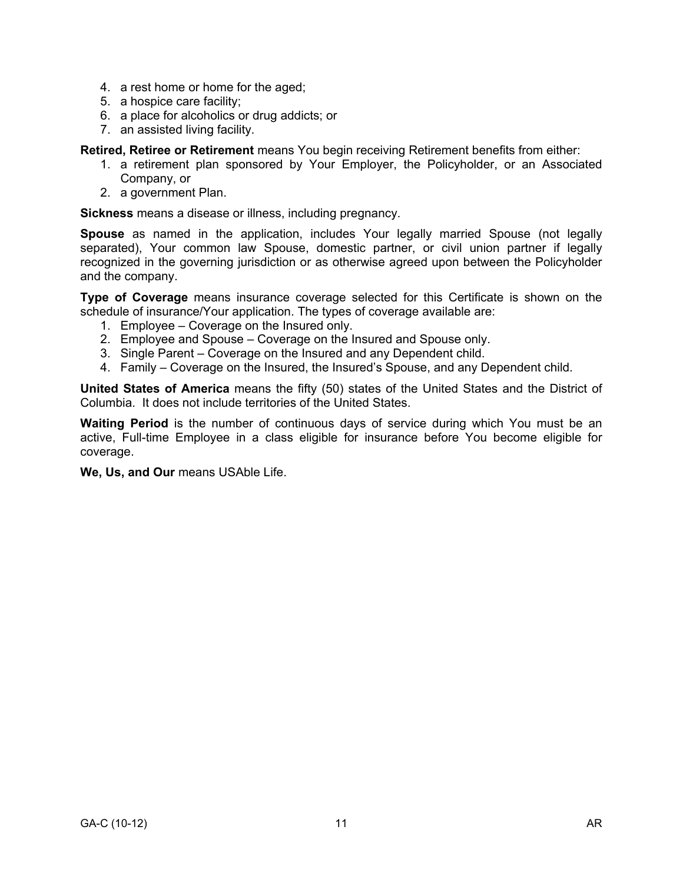4. a rest home or home for the aged;
5. a hospice care facility;
6. a place for alcoholics or drug addicts; or
7. an assisted living facility.

**Retired, Retiree or Retirement** means You begin receiving Retirement benefits from either:

1. a retirement plan sponsored by Your Employer, the Policyholder, or an Associated Company, or
2. a government Plan.

**Sickness** means a disease or illness, including pregnancy.

**Spouse** as named in the application, includes Your legally married Spouse (not legally separated), Your common law Spouse, domestic partner, or civil union partner if legally recognized in the governing jurisdiction or as otherwise agreed upon between the Policyholder and the company.

**Type of Coverage** means insurance coverage selected for this Certificate is shown on the schedule of insurance/Your application. The types of coverage available are:

1. Employee – Coverage on the Insured only.
2. Employee and Spouse – Coverage on the Insured and Spouse only.
3. Single Parent – Coverage on the Insured and any Dependent child.
4. Family – Coverage on the Insured, the Insured's Spouse, and any Dependent child.

**United States of America** means the fifty (50) states of the United States and the District of Columbia. It does not include territories of the United States.

**Waiting Period** is the number of continuous days of service during which You must be an active, Full-time Employee in a class eligible for insurance before You become eligible for coverage.

**We, Us, and Our** means USAble Life.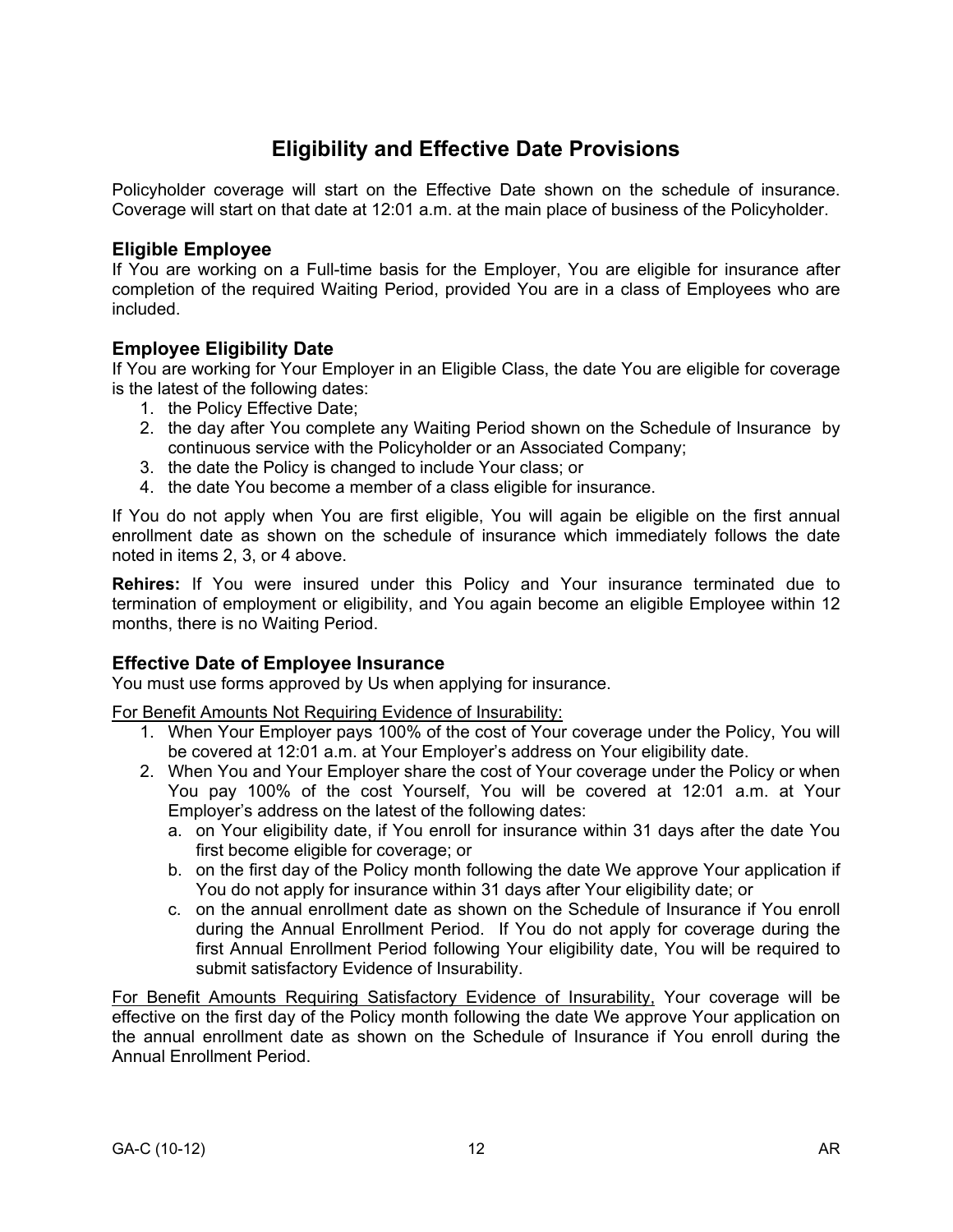# Eligibility and Effective Date Provisions

Policyholder coverage will start on the Effective Date shown on the schedule of insurance. Coverage will start on that date at 12:01 a.m. at the main place of business of the Policyholder.

## Eligible Employee

If You are working on a Full-time basis for the Employer, You are eligible for insurance after completion of the required Waiting Period, provided You are in a class of Employees who are included.

## Employee Eligibility Date

If You are working for Your Employer in an Eligible Class, the date You are eligible for coverage is the latest of the following dates:

1. the Policy Effective Date;
2. the day after You complete any Waiting Period shown on the Schedule of Insurance by continuous service with the Policyholder or an Associated Company;
3. the date the Policy is changed to include Your class; or
4. the date You become a member of a class eligible for insurance.

If You do not apply when You are first eligible, You will again be eligible on the first annual enrollment date as shown on the schedule of insurance which immediately follows the date noted in items 2, 3, or 4 above.

**Rehires:** If You were insured under this Policy and Your insurance terminated due to termination of employment or eligibility, and You again become an eligible Employee within 12 months, there is no Waiting Period.

## Effective Date of Employee Insurance

You must use forms approved by Us when applying for insurance.

<u>For Benefit Amounts Not Requiring Evidence of Insurability:</u>

1. When Your Employer pays 100% of the cost of Your coverage under the Policy, You will be covered at 12:01 a.m. at Your Employer's address on Your eligibility date.
2. When You and Your Employer share the cost of Your coverage under the Policy or when You pay 100% of the cost Yourself, You will be covered at 12:01 a.m. at Your Employer's address on the latest of the following dates:
   a. on Your eligibility date, if You enroll for insurance within 31 days after the date You first become eligible for coverage; or
   b. on the first day of the Policy month following the date We approve Your application if You do not apply for insurance within 31 days after Your eligibility date; or
   c. on the annual enrollment date as shown on the Schedule of Insurance if You enroll during the Annual Enrollment Period. If You do not apply for coverage during the first Annual Enrollment Period following Your eligibility date, You will be required to submit satisfactory Evidence of Insurability.

<u>For Benefit Amounts Requiring Satisfactory Evidence of Insurability,</u> Your coverage will be effective on the first day of the Policy month following the date We approve Your application on the annual enrollment date as shown on the Schedule of Insurance if You enroll during the Annual Enrollment Period.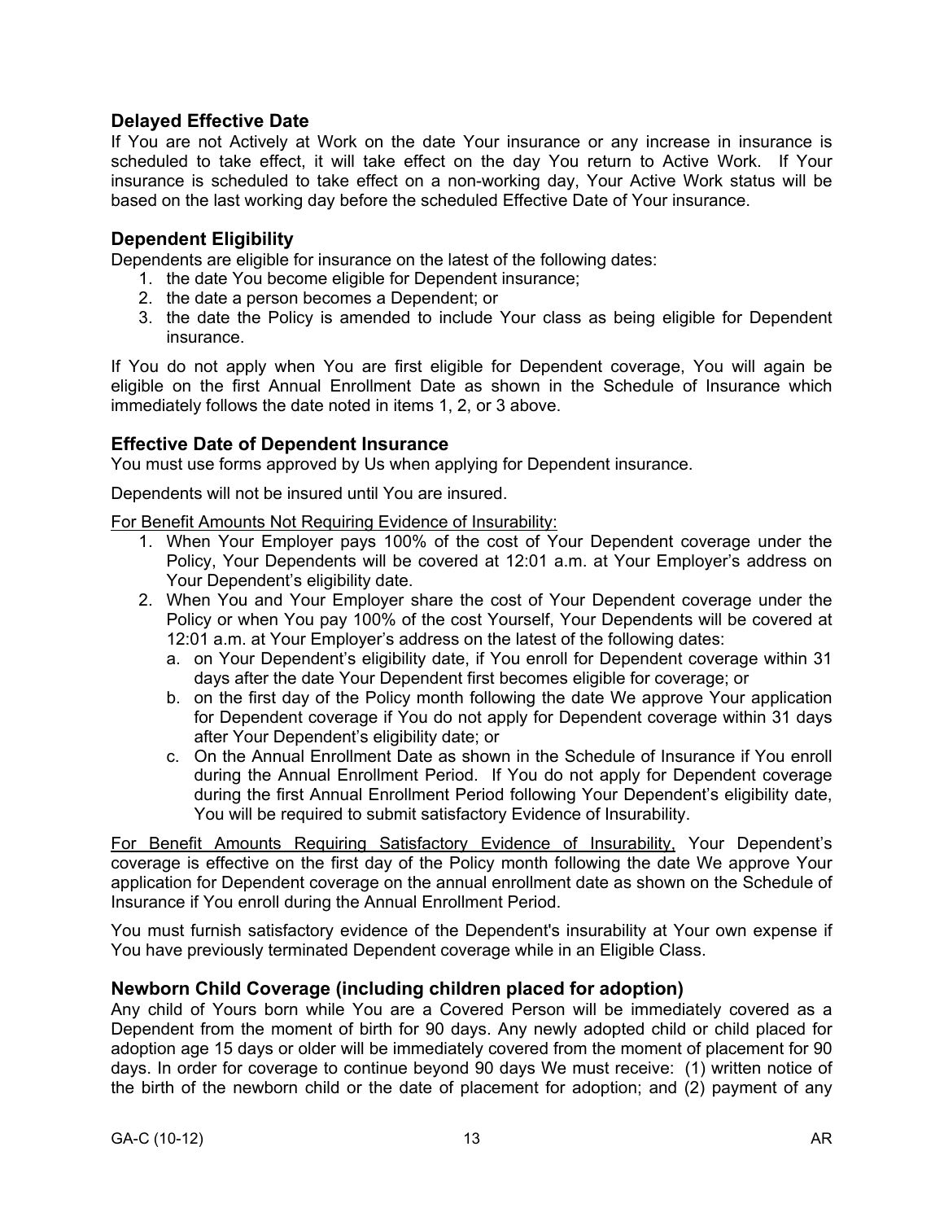### Delayed Effective Date

If You are not Actively at Work on the date Your insurance or any increase in insurance is scheduled to take effect, it will take effect on the day You return to Active Work. If Your insurance is scheduled to take effect on a non-working day, Your Active Work status will be based on the last working day before the scheduled Effective Date of Your insurance.

### Dependent Eligibility

Dependents are eligible for insurance on the latest of the following dates:

1. the date You become eligible for Dependent insurance;
2. the date a person becomes a Dependent; or
3. the date the Policy is amended to include Your class as being eligible for Dependent insurance.

If You do not apply when You are first eligible for Dependent coverage, You will again be eligible on the first Annual Enrollment Date as shown in the Schedule of Insurance which immediately follows the date noted in items 1, 2, or 3 above.

### Effective Date of Dependent Insurance

You must use forms approved by Us when applying for Dependent insurance.

Dependents will not be insured until You are insured.

<u>For Benefit Amounts Not Requiring Evidence of Insurability:</u>

1. When Your Employer pays 100% of the cost of Your Dependent coverage under the Policy, Your Dependents will be covered at 12:01 a.m. at Your Employer's address on Your Dependent's eligibility date.
2. When You and Your Employer share the cost of Your Dependent coverage under the Policy or when You pay 100% of the cost Yourself, Your Dependents will be covered at 12:01 a.m. at Your Employer's address on the latest of the following dates:
   a. on Your Dependent's eligibility date, if You enroll for Dependent coverage within 31 days after the date Your Dependent first becomes eligible for coverage; or
   b. on the first day of the Policy month following the date We approve Your application for Dependent coverage if You do not apply for Dependent coverage within 31 days after Your Dependent's eligibility date; or
   c. On the Annual Enrollment Date as shown in the Schedule of Insurance if You enroll during the Annual Enrollment Period. If You do not apply for Dependent coverage during the first Annual Enrollment Period following Your Dependent's eligibility date, You will be required to submit satisfactory Evidence of Insurability.

<u>For Benefit Amounts Requiring Satisfactory Evidence of Insurability,</u> Your Dependent's coverage is effective on the first day of the Policy month following the date We approve Your application for Dependent coverage on the annual enrollment date as shown on the Schedule of Insurance if You enroll during the Annual Enrollment Period.

You must furnish satisfactory evidence of the Dependent's insurability at Your own expense if You have previously terminated Dependent coverage while in an Eligible Class.

### Newborn Child Coverage (including children placed for adoption)

Any child of Yours born while You are a Covered Person will be immediately covered as a Dependent from the moment of birth for 90 days. Any newly adopted child or child placed for adoption age 15 days or older will be immediately covered from the moment of placement for 90 days. In order for coverage to continue beyond 90 days We must receive: (1) written notice of the birth of the newborn child or the date of placement for adoption; and (2) payment of any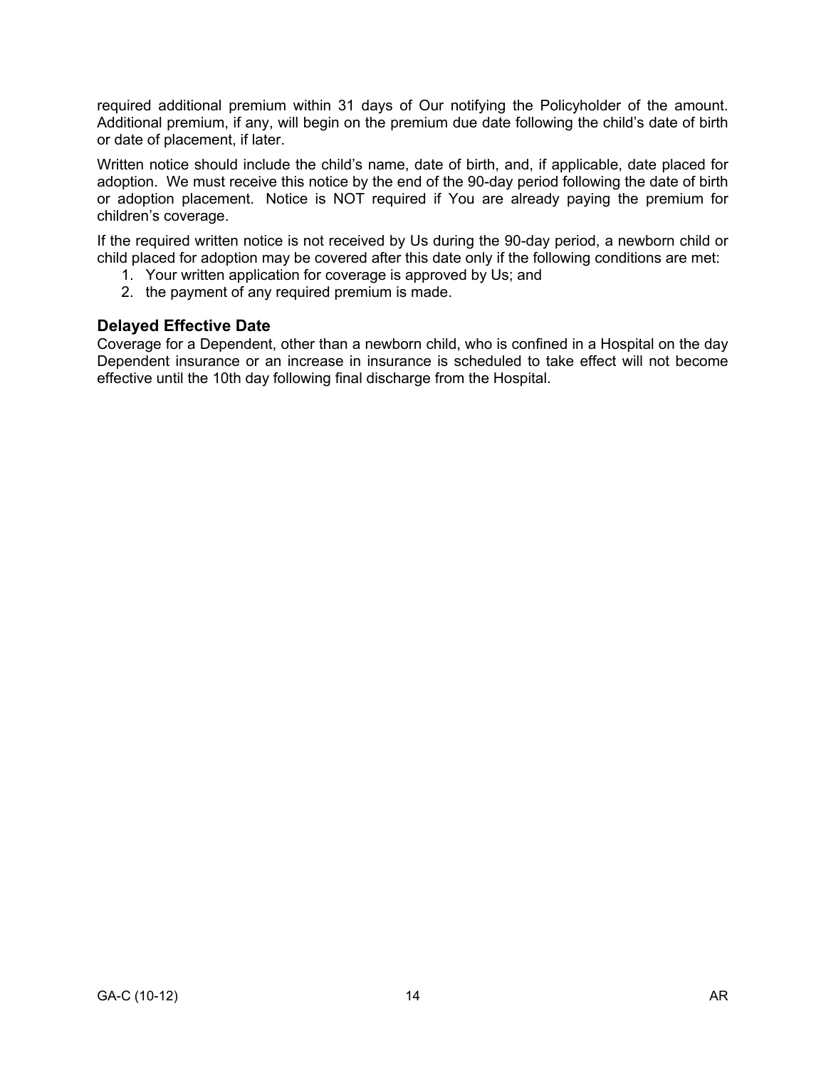required additional premium within 31 days of Our notifying the Policyholder of the amount. Additional premium, if any, will begin on the premium due date following the child's date of birth or date of placement, if later.

Written notice should include the child's name, date of birth, and, if applicable, date placed for adoption. We must receive this notice by the end of the 90-day period following the date of birth or adoption placement. Notice is NOT required if You are already paying the premium for children's coverage.

If the required written notice is not received by Us during the 90-day period, a newborn child or child placed for adoption may be covered after this date only if the following conditions are met:

1. Your written application for coverage is approved by Us; and
2. the payment of any required premium is made.

### Delayed Effective Date

Coverage for a Dependent, other than a newborn child, who is confined in a Hospital on the day Dependent insurance or an increase in insurance is scheduled to take effect will not become effective until the 10th day following final discharge from the Hospital.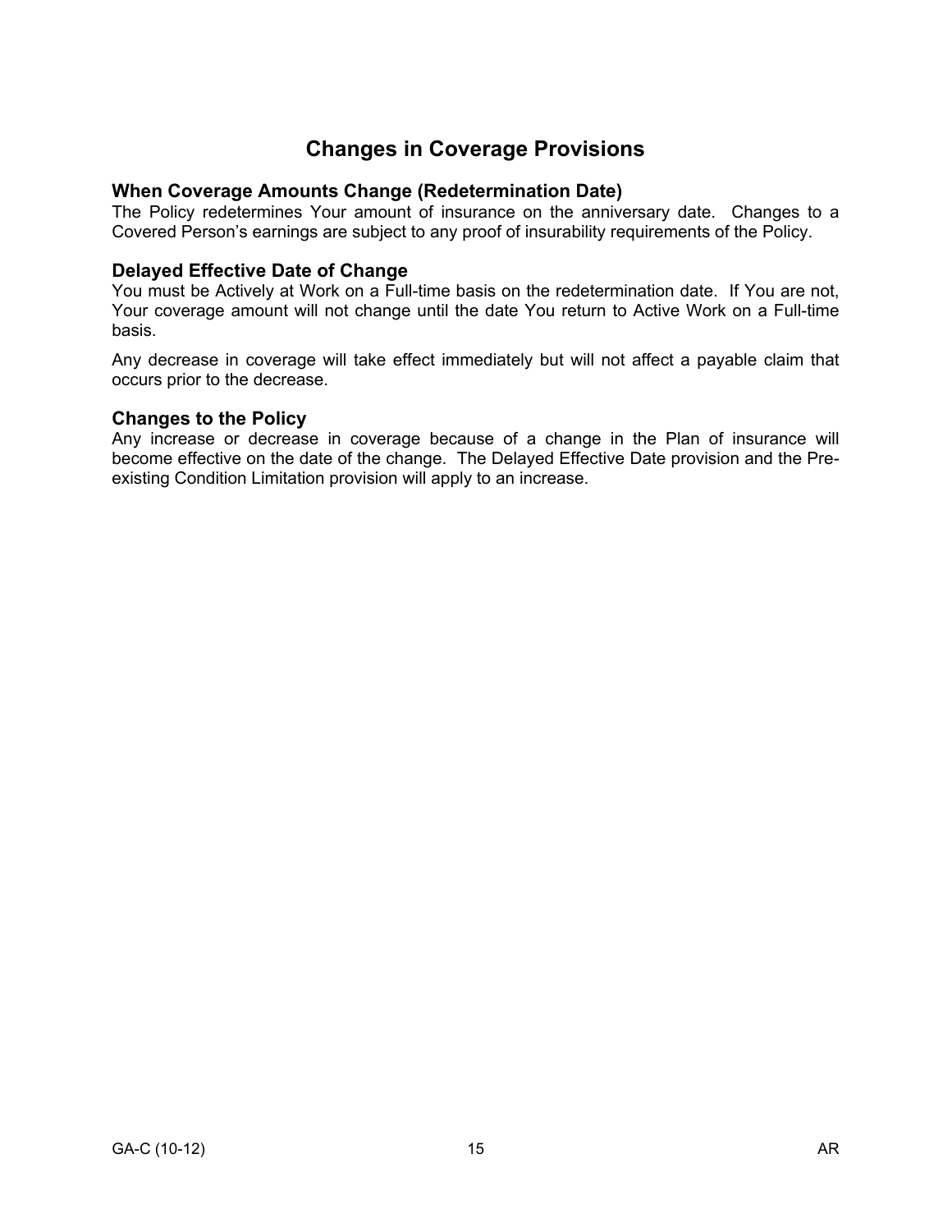# Changes in Coverage Provisions

## When Coverage Amounts Change (Redetermination Date)

The Policy redetermines Your amount of insurance on the anniversary date. Changes to a Covered Person's earnings are subject to any proof of insurability requirements of the Policy.

## Delayed Effective Date of Change

You must be Actively at Work on a Full-time basis on the redetermination date. If You are not, Your coverage amount will not change until the date You return to Active Work on a Full-time basis.

Any decrease in coverage will take effect immediately but will not affect a payable claim that occurs prior to the decrease.

## Changes to the Policy

Any increase or decrease in coverage because of a change in the Plan of insurance will become effective on the date of the change. The Delayed Effective Date provision and the Pre-existing Condition Limitation provision will apply to an increase.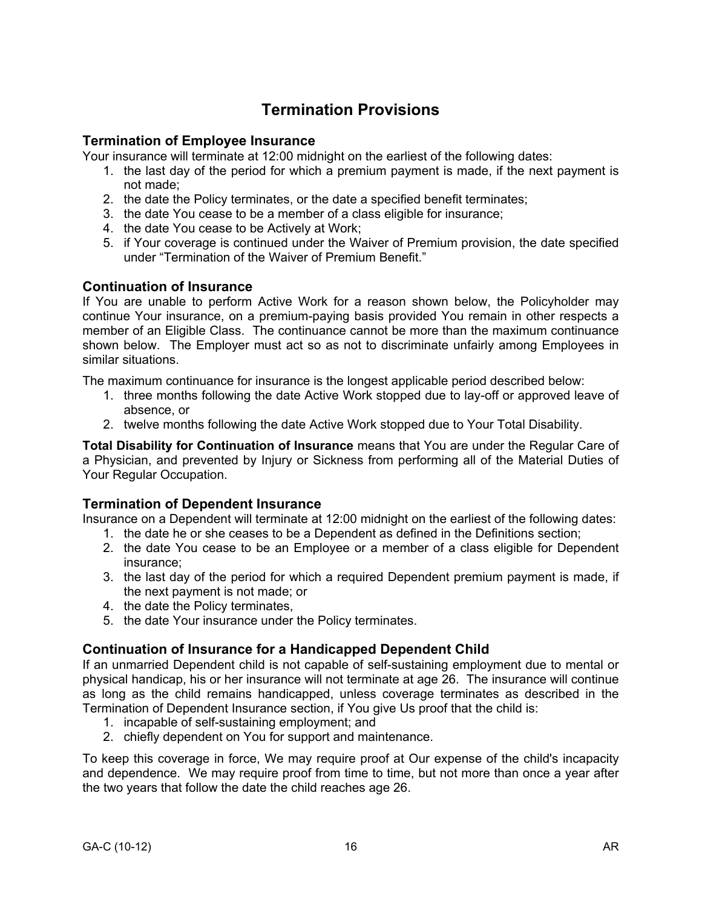# Termination Provisions

## Termination of Employee Insurance

Your insurance will terminate at 12:00 midnight on the earliest of the following dates:

1. the last day of the period for which a premium payment is made, if the next payment is not made;
2. the date the Policy terminates, or the date a specified benefit terminates;
3. the date You cease to be a member of a class eligible for insurance;
4. the date You cease to be Actively at Work;
5. if Your coverage is continued under the Waiver of Premium provision, the date specified under "Termination of the Waiver of Premium Benefit."

## Continuation of Insurance

If You are unable to perform Active Work for a reason shown below, the Policyholder may continue Your insurance, on a premium-paying basis provided You remain in other respects a member of an Eligible Class. The continuance cannot be more than the maximum continuance shown below. The Employer must act so as not to discriminate unfairly among Employees in similar situations.

The maximum continuance for insurance is the longest applicable period described below:

1. three months following the date Active Work stopped due to lay-off or approved leave of absence, or
2. twelve months following the date Active Work stopped due to Your Total Disability.

**Total Disability for Continuation of Insurance** means that You are under the Regular Care of a Physician, and prevented by Injury or Sickness from performing all of the Material Duties of Your Regular Occupation.

## Termination of Dependent Insurance

Insurance on a Dependent will terminate at 12:00 midnight on the earliest of the following dates:

1. the date he or she ceases to be a Dependent as defined in the Definitions section;
2. the date You cease to be an Employee or a member of a class eligible for Dependent insurance;
3. the last day of the period for which a required Dependent premium payment is made, if the next payment is not made; or
4. the date the Policy terminates,
5. the date Your insurance under the Policy terminates.

## Continuation of Insurance for a Handicapped Dependent Child

If an unmarried Dependent child is not capable of self-sustaining employment due to mental or physical handicap, his or her insurance will not terminate at age 26. The insurance will continue as long as the child remains handicapped, unless coverage terminates as described in the Termination of Dependent Insurance section, if You give Us proof that the child is:

1. incapable of self-sustaining employment; and
2. chiefly dependent on You for support and maintenance.

To keep this coverage in force, We may require proof at Our expense of the child's incapacity and dependence. We may require proof from time to time, but not more than once a year after the two years that follow the date the child reaches age 26.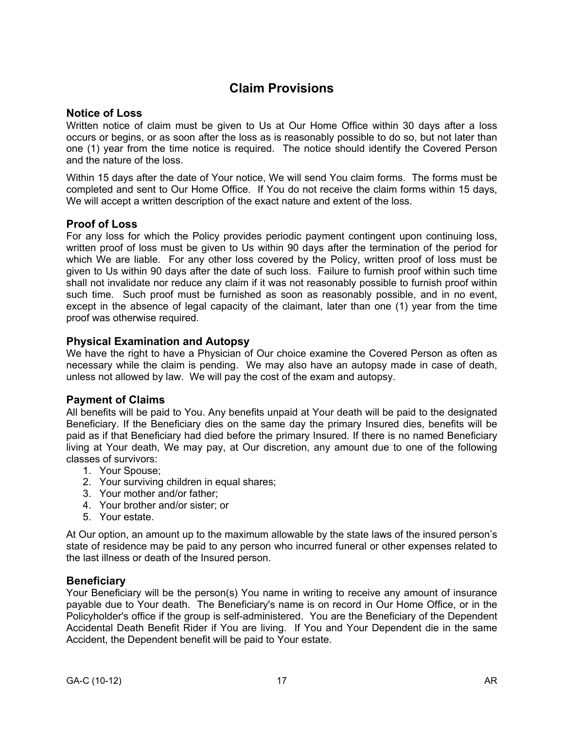# Claim Provisions

## Notice of Loss

Written notice of claim must be given to Us at Our Home Office within 30 days after a loss occurs or begins, or as soon after the loss as is reasonably possible to do so, but not later than one (1) year from the time notice is required. The notice should identify the Covered Person and the nature of the loss.

Within 15 days after the date of Your notice, We will send You claim forms. The forms must be completed and sent to Our Home Office. If You do not receive the claim forms within 15 days, We will accept a written description of the exact nature and extent of the loss.

## Proof of Loss

For any loss for which the Policy provides periodic payment contingent upon continuing loss, written proof of loss must be given to Us within 90 days after the termination of the period for which We are liable. For any other loss covered by the Policy, written proof of loss must be given to Us within 90 days after the date of such loss. Failure to furnish proof within such time shall not invalidate nor reduce any claim if it was not reasonably possible to furnish proof within such time. Such proof must be furnished as soon as reasonably possible, and in no event, except in the absence of legal capacity of the claimant, later than one (1) year from the time proof was otherwise required.

## Physical Examination and Autopsy

We have the right to have a Physician of Our choice examine the Covered Person as often as necessary while the claim is pending. We may also have an autopsy made in case of death, unless not allowed by law. We will pay the cost of the exam and autopsy.

## Payment of Claims

All benefits will be paid to You. Any benefits unpaid at Your death will be paid to the designated Beneficiary. If the Beneficiary dies on the same day the primary Insured dies, benefits will be paid as if that Beneficiary had died before the primary Insured. If there is no named Beneficiary living at Your death, We may pay, at Our discretion, any amount due to one of the following classes of survivors:

1. Your Spouse;
2. Your surviving children in equal shares;
3. Your mother and/or father;
4. Your brother and/or sister; or
5. Your estate.

At Our option, an amount up to the maximum allowable by the state laws of the insured person's state of residence may be paid to any person who incurred funeral or other expenses related to the last illness or death of the Insured person.

## Beneficiary

Your Beneficiary will be the person(s) You name in writing to receive any amount of insurance payable due to Your death. The Beneficiary's name is on record in Our Home Office, or in the Policyholder's office if the group is self-administered. You are the Beneficiary of the Dependent Accidental Death Benefit Rider if You are living. If You and Your Dependent die in the same Accident, the Dependent benefit will be paid to Your estate.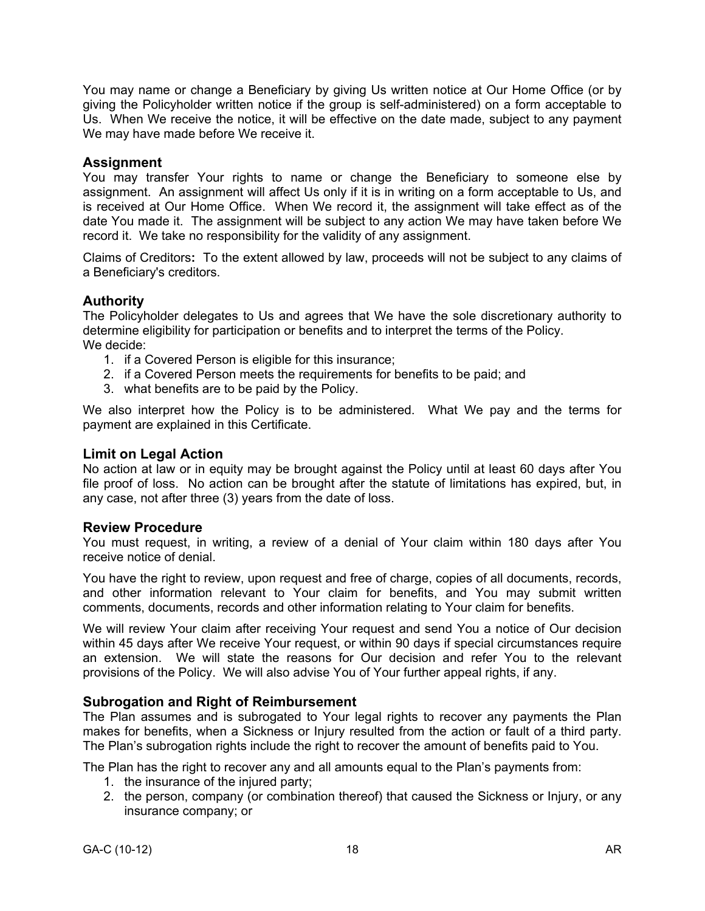You may name or change a Beneficiary by giving Us written notice at Our Home Office (or by giving the Policyholder written notice if the group is self-administered) on a form acceptable to Us. When We receive the notice, it will be effective on the date made, subject to any payment We may have made before We receive it.

## Assignment

You may transfer Your rights to name or change the Beneficiary to someone else by assignment. An assignment will affect Us only if it is in writing on a form acceptable to Us, and is received at Our Home Office. When We record it, the assignment will take effect as of the date You made it. The assignment will be subject to any action We may have taken before We record it. We take no responsibility for the validity of any assignment.

Claims of Creditors**:** To the extent allowed by law, proceeds will not be subject to any claims of a Beneficiary's creditors.

## Authority

The Policyholder delegates to Us and agrees that We have the sole discretionary authority to determine eligibility for participation or benefits and to interpret the terms of the Policy.
We decide:

1. if a Covered Person is eligible for this insurance;
2. if a Covered Person meets the requirements for benefits to be paid; and
3. what benefits are to be paid by the Policy.

We also interpret how the Policy is to be administered. What We pay and the terms for payment are explained in this Certificate.

## Limit on Legal Action

No action at law or in equity may be brought against the Policy until at least 60 days after You file proof of loss. No action can be brought after the statute of limitations has expired, but, in any case, not after three (3) years from the date of loss.

## Review Procedure

You must request, in writing, a review of a denial of Your claim within 180 days after You receive notice of denial.

You have the right to review, upon request and free of charge, copies of all documents, records, and other information relevant to Your claim for benefits, and You may submit written comments, documents, records and other information relating to Your claim for benefits.

We will review Your claim after receiving Your request and send You a notice of Our decision within 45 days after We receive Your request, or within 90 days if special circumstances require an extension. We will state the reasons for Our decision and refer You to the relevant provisions of the Policy. We will also advise You of Your further appeal rights, if any.

## Subrogation and Right of Reimbursement

The Plan assumes and is subrogated to Your legal rights to recover any payments the Plan makes for benefits, when a Sickness or Injury resulted from the action or fault of a third party. The Plan's subrogation rights include the right to recover the amount of benefits paid to You.

The Plan has the right to recover any and all amounts equal to the Plan's payments from:

1. the insurance of the injured party;
2. the person, company (or combination thereof) that caused the Sickness or Injury, or any insurance company; or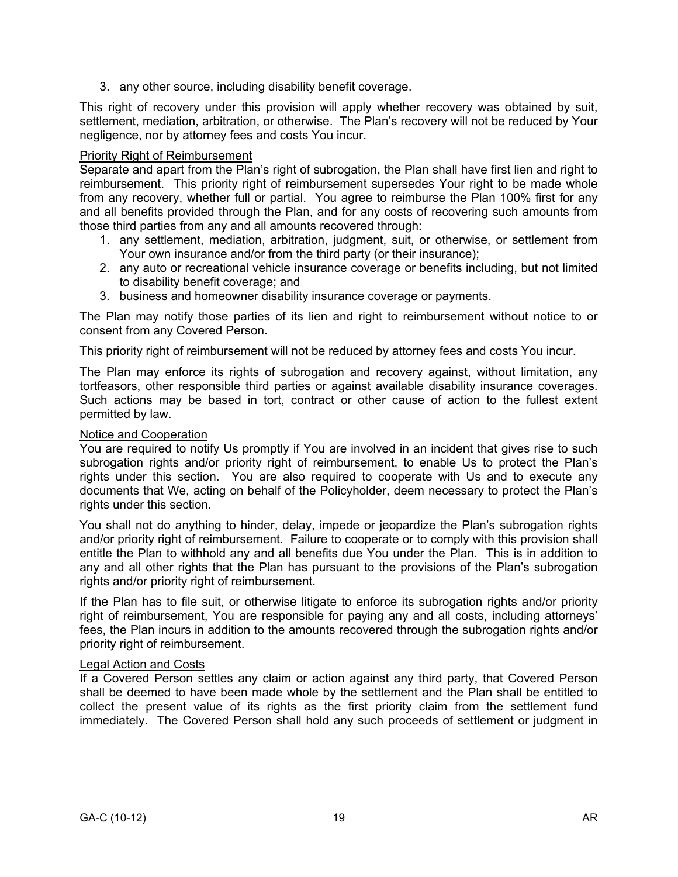3. any other source, including disability benefit coverage.

This right of recovery under this provision will apply whether recovery was obtained by suit, settlement, mediation, arbitration, or otherwise. The Plan's recovery will not be reduced by Your negligence, nor by attorney fees and costs You incur.

Priority Right of Reimbursement

Separate and apart from the Plan's right of subrogation, the Plan shall have first lien and right to reimbursement. This priority right of reimbursement supersedes Your right to be made whole from any recovery, whether full or partial. You agree to reimburse the Plan 100% first for any and all benefits provided through the Plan, and for any costs of recovering such amounts from those third parties from any and all amounts recovered through:

1. any settlement, mediation, arbitration, judgment, suit, or otherwise, or settlement from Your own insurance and/or from the third party (or their insurance);
2. any auto or recreational vehicle insurance coverage or benefits including, but not limited to disability benefit coverage; and
3. business and homeowner disability insurance coverage or payments.

The Plan may notify those parties of its lien and right to reimbursement without notice to or consent from any Covered Person.

This priority right of reimbursement will not be reduced by attorney fees and costs You incur.

The Plan may enforce its rights of subrogation and recovery against, without limitation, any tortfeasors, other responsible third parties or against available disability insurance coverages. Such actions may be based in tort, contract or other cause of action to the fullest extent permitted by law.

Notice and Cooperation

You are required to notify Us promptly if You are involved in an incident that gives rise to such subrogation rights and/or priority right of reimbursement, to enable Us to protect the Plan's rights under this section. You are also required to cooperate with Us and to execute any documents that We, acting on behalf of the Policyholder, deem necessary to protect the Plan's rights under this section.

You shall not do anything to hinder, delay, impede or jeopardize the Plan's subrogation rights and/or priority right of reimbursement. Failure to cooperate or to comply with this provision shall entitle the Plan to withhold any and all benefits due You under the Plan. This is in addition to any and all other rights that the Plan has pursuant to the provisions of the Plan's subrogation rights and/or priority right of reimbursement.

If the Plan has to file suit, or otherwise litigate to enforce its subrogation rights and/or priority right of reimbursement, You are responsible for paying any and all costs, including attorneys' fees, the Plan incurs in addition to the amounts recovered through the subrogation rights and/or priority right of reimbursement.

Legal Action and Costs

If a Covered Person settles any claim or action against any third party, that Covered Person shall be deemed to have been made whole by the settlement and the Plan shall be entitled to collect the present value of its rights as the first priority claim from the settlement fund immediately. The Covered Person shall hold any such proceeds of settlement or judgment in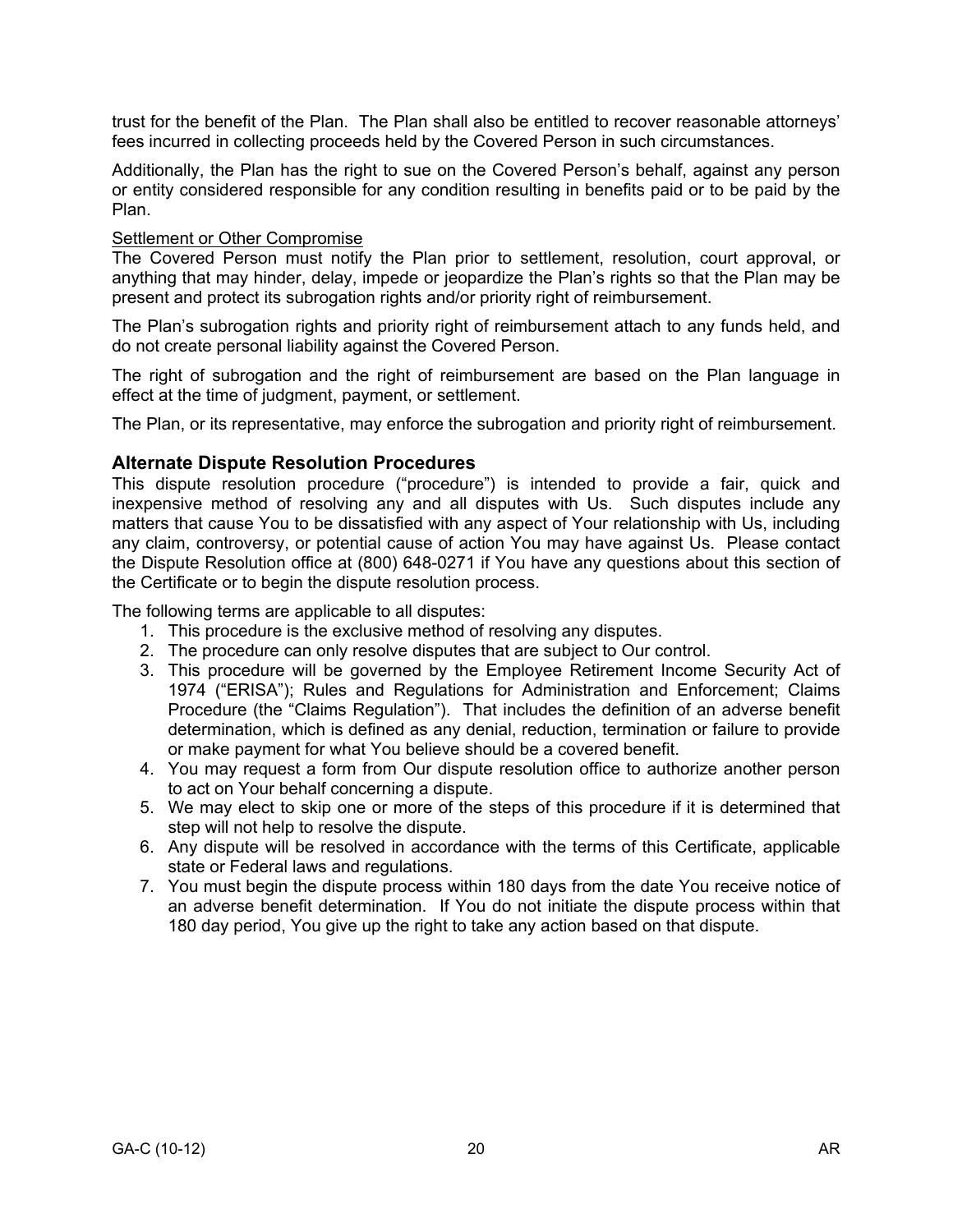trust for the benefit of the Plan. The Plan shall also be entitled to recover reasonable attorneys' fees incurred in collecting proceeds held by the Covered Person in such circumstances.

Additionally, the Plan has the right to sue on the Covered Person's behalf, against any person or entity considered responsible for any condition resulting in benefits paid or to be paid by the Plan.

<u>Settlement or Other Compromise</u>
The Covered Person must notify the Plan prior to settlement, resolution, court approval, or anything that may hinder, delay, impede or jeopardize the Plan's rights so that the Plan may be present and protect its subrogation rights and/or priority right of reimbursement.

The Plan's subrogation rights and priority right of reimbursement attach to any funds held, and do not create personal liability against the Covered Person.

The right of subrogation and the right of reimbursement are based on the Plan language in effect at the time of judgment, payment, or settlement.

The Plan, or its representative, may enforce the subrogation and priority right of reimbursement.

### Alternate Dispute Resolution Procedures

This dispute resolution procedure ("procedure") is intended to provide a fair, quick and inexpensive method of resolving any and all disputes with Us. Such disputes include any matters that cause You to be dissatisfied with any aspect of Your relationship with Us, including any claim, controversy, or potential cause of action You may have against Us. Please contact the Dispute Resolution office at (800) 648-0271 if You have any questions about this section of the Certificate or to begin the dispute resolution process.

The following terms are applicable to all disputes:

1. This procedure is the exclusive method of resolving any disputes.
2. The procedure can only resolve disputes that are subject to Our control.
3. This procedure will be governed by the Employee Retirement Income Security Act of 1974 ("ERISA"); Rules and Regulations for Administration and Enforcement; Claims Procedure (the "Claims Regulation"). That includes the definition of an adverse benefit determination, which is defined as any denial, reduction, termination or failure to provide or make payment for what You believe should be a covered benefit.
4. You may request a form from Our dispute resolution office to authorize another person to act on Your behalf concerning a dispute.
5. We may elect to skip one or more of the steps of this procedure if it is determined that step will not help to resolve the dispute.
6. Any dispute will be resolved in accordance with the terms of this Certificate, applicable state or Federal laws and regulations.
7. You must begin the dispute process within 180 days from the date You receive notice of an adverse benefit determination. If You do not initiate the dispute process within that 180 day period, You give up the right to take any action based on that dispute.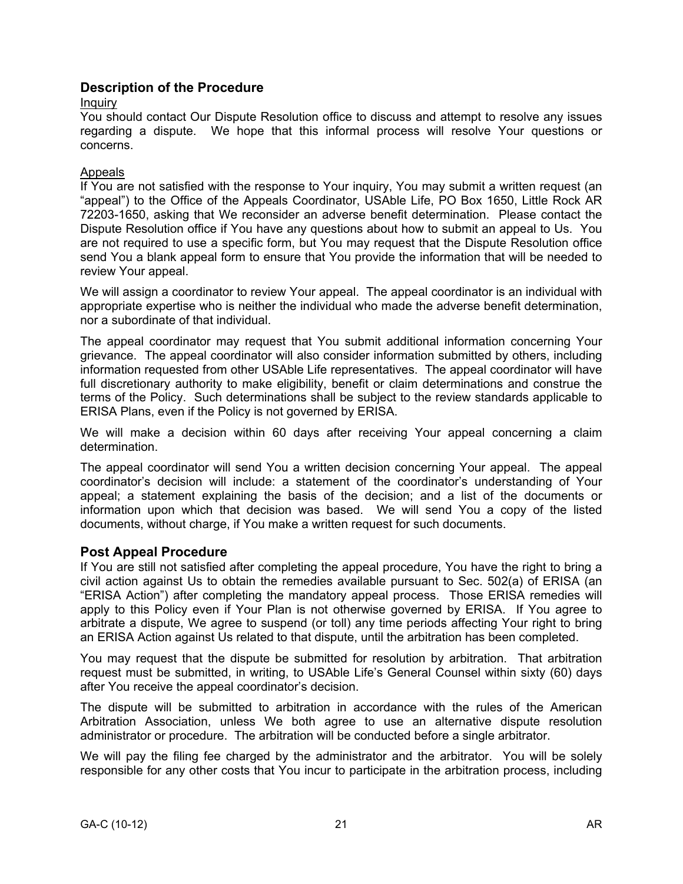## Description of the Procedure

Inquiry

You should contact Our Dispute Resolution office to discuss and attempt to resolve any issues regarding a dispute. We hope that this informal process will resolve Your questions or concerns.

Appeals

If You are not satisfied with the response to Your inquiry, You may submit a written request (an "appeal") to the Office of the Appeals Coordinator, USAble Life, PO Box 1650, Little Rock AR 72203-1650, asking that We reconsider an adverse benefit determination. Please contact the Dispute Resolution office if You have any questions about how to submit an appeal to Us. You are not required to use a specific form, but You may request that the Dispute Resolution office send You a blank appeal form to ensure that You provide the information that will be needed to review Your appeal.

We will assign a coordinator to review Your appeal. The appeal coordinator is an individual with appropriate expertise who is neither the individual who made the adverse benefit determination, nor a subordinate of that individual.

The appeal coordinator may request that You submit additional information concerning Your grievance. The appeal coordinator will also consider information submitted by others, including information requested from other USAble Life representatives. The appeal coordinator will have full discretionary authority to make eligibility, benefit or claim determinations and construe the terms of the Policy. Such determinations shall be subject to the review standards applicable to ERISA Plans, even if the Policy is not governed by ERISA.

We will make a decision within 60 days after receiving Your appeal concerning a claim determination.

The appeal coordinator will send You a written decision concerning Your appeal. The appeal coordinator's decision will include: a statement of the coordinator's understanding of Your appeal; a statement explaining the basis of the decision; and a list of the documents or information upon which that decision was based. We will send You a copy of the listed documents, without charge, if You make a written request for such documents.

## Post Appeal Procedure

If You are still not satisfied after completing the appeal procedure, You have the right to bring a civil action against Us to obtain the remedies available pursuant to Sec. 502(a) of ERISA (an "ERISA Action") after completing the mandatory appeal process. Those ERISA remedies will apply to this Policy even if Your Plan is not otherwise governed by ERISA. If You agree to arbitrate a dispute, We agree to suspend (or toll) any time periods affecting Your right to bring an ERISA Action against Us related to that dispute, until the arbitration has been completed.

You may request that the dispute be submitted for resolution by arbitration. That arbitration request must be submitted, in writing, to USAble Life's General Counsel within sixty (60) days after You receive the appeal coordinator's decision.

The dispute will be submitted to arbitration in accordance with the rules of the American Arbitration Association, unless We both agree to use an alternative dispute resolution administrator or procedure. The arbitration will be conducted before a single arbitrator.

We will pay the filing fee charged by the administrator and the arbitrator. You will be solely responsible for any other costs that You incur to participate in the arbitration process, including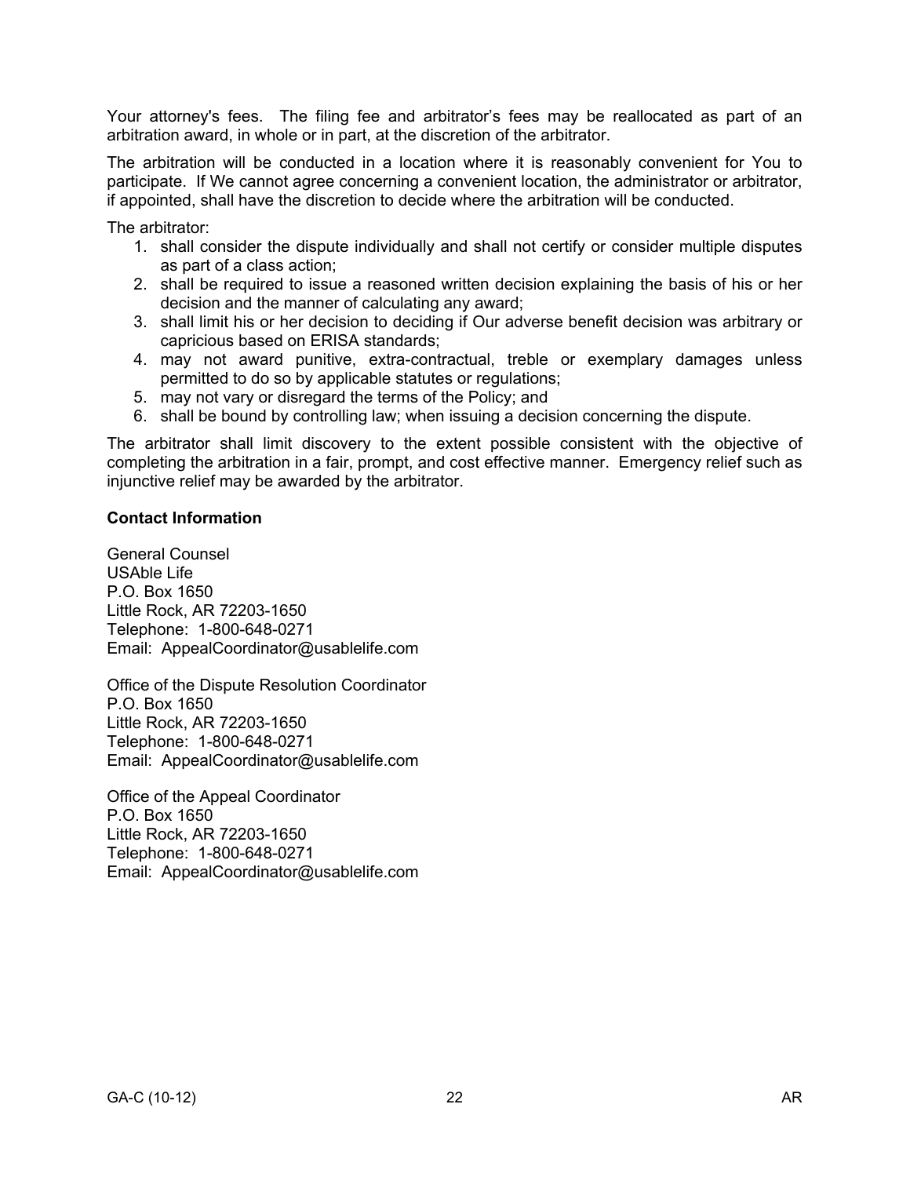Your attorney's fees. The filing fee and arbitrator's fees may be reallocated as part of an arbitration award, in whole or in part, at the discretion of the arbitrator.

The arbitration will be conducted in a location where it is reasonably convenient for You to participate. If We cannot agree concerning a convenient location, the administrator or arbitrator, if appointed, shall have the discretion to decide where the arbitration will be conducted.

The arbitrator:

1. shall consider the dispute individually and shall not certify or consider multiple disputes as part of a class action;
2. shall be required to issue a reasoned written decision explaining the basis of his or her decision and the manner of calculating any award;
3. shall limit his or her decision to deciding if Our adverse benefit decision was arbitrary or capricious based on ERISA standards;
4. may not award punitive, extra-contractual, treble or exemplary damages unless permitted to do so by applicable statutes or regulations;
5. may not vary or disregard the terms of the Policy; and
6. shall be bound by controlling law; when issuing a decision concerning the dispute.

The arbitrator shall limit discovery to the extent possible consistent with the objective of completing the arbitration in a fair, prompt, and cost effective manner. Emergency relief such as injunctive relief may be awarded by the arbitrator.

**Contact Information**

General Counsel
USAble Life
P.O. Box 1650
Little Rock, AR 72203-1650
Telephone: 1-800-648-0271
Email: AppealCoordinator@usablelife.com

Office of the Dispute Resolution Coordinator
P.O. Box 1650
Little Rock, AR 72203-1650
Telephone: 1-800-648-0271
Email: AppealCoordinator@usablelife.com

Office of the Appeal Coordinator
P.O. Box 1650
Little Rock, AR 72203-1650
Telephone: 1-800-648-0271
Email: AppealCoordinator@usablelife.com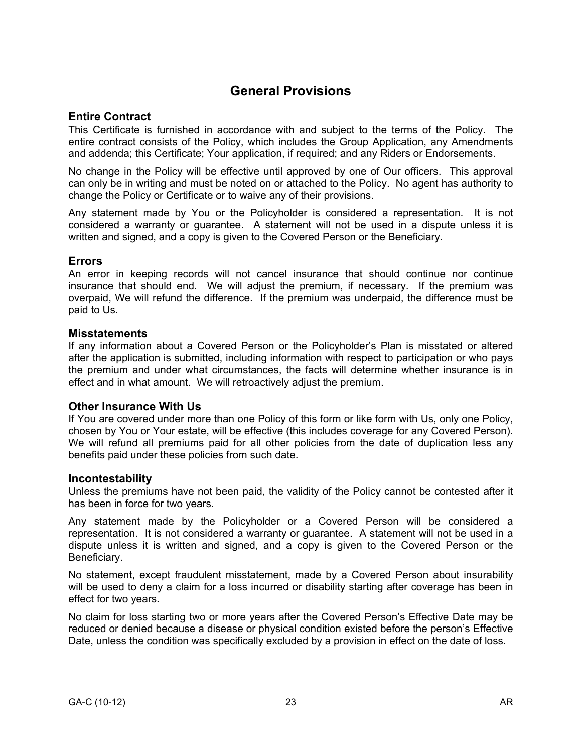# General Provisions

## Entire Contract

This Certificate is furnished in accordance with and subject to the terms of the Policy. The entire contract consists of the Policy, which includes the Group Application, any Amendments and addenda; this Certificate; Your application, if required; and any Riders or Endorsements.

No change in the Policy will be effective until approved by one of Our officers. This approval can only be in writing and must be noted on or attached to the Policy. No agent has authority to change the Policy or Certificate or to waive any of their provisions.

Any statement made by You or the Policyholder is considered a representation. It is not considered a warranty or guarantee. A statement will not be used in a dispute unless it is written and signed, and a copy is given to the Covered Person or the Beneficiary.

## Errors

An error in keeping records will not cancel insurance that should continue nor continue insurance that should end. We will adjust the premium, if necessary. If the premium was overpaid, We will refund the difference. If the premium was underpaid, the difference must be paid to Us.

## Misstatements

If any information about a Covered Person or the Policyholder's Plan is misstated or altered after the application is submitted, including information with respect to participation or who pays the premium and under what circumstances, the facts will determine whether insurance is in effect and in what amount. We will retroactively adjust the premium.

## Other Insurance With Us

If You are covered under more than one Policy of this form or like form with Us, only one Policy, chosen by You or Your estate, will be effective (this includes coverage for any Covered Person). We will refund all premiums paid for all other policies from the date of duplication less any benefits paid under these policies from such date.

## Incontestability

Unless the premiums have not been paid, the validity of the Policy cannot be contested after it has been in force for two years.

Any statement made by the Policyholder or a Covered Person will be considered a representation. It is not considered a warranty or guarantee. A statement will not be used in a dispute unless it is written and signed, and a copy is given to the Covered Person or the Beneficiary.

No statement, except fraudulent misstatement, made by a Covered Person about insurability will be used to deny a claim for a loss incurred or disability starting after coverage has been in effect for two years.

No claim for loss starting two or more years after the Covered Person's Effective Date may be reduced or denied because a disease or physical condition existed before the person's Effective Date, unless the condition was specifically excluded by a provision in effect on the date of loss.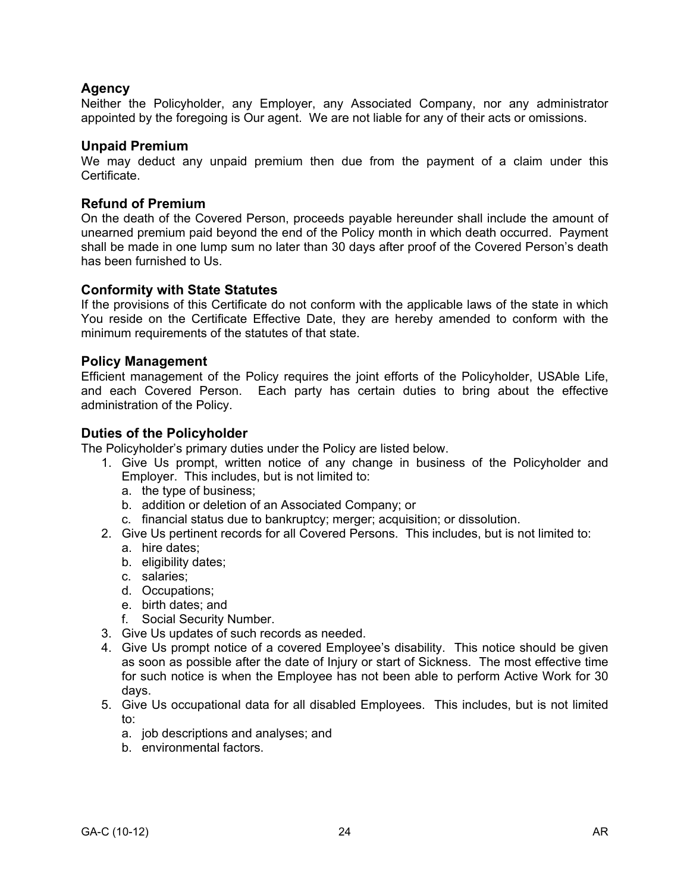## Agency

Neither the Policyholder, any Employer, any Associated Company, nor any administrator appointed by the foregoing is Our agent. We are not liable for any of their acts or omissions.

## Unpaid Premium

We may deduct any unpaid premium then due from the payment of a claim under this Certificate.

## Refund of Premium

On the death of the Covered Person, proceeds payable hereunder shall include the amount of unearned premium paid beyond the end of the Policy month in which death occurred. Payment shall be made in one lump sum no later than 30 days after proof of the Covered Person's death has been furnished to Us.

## Conformity with State Statutes

If the provisions of this Certificate do not conform with the applicable laws of the state in which You reside on the Certificate Effective Date, they are hereby amended to conform with the minimum requirements of the statutes of that state.

## Policy Management

Efficient management of the Policy requires the joint efforts of the Policyholder, USAble Life, and each Covered Person. Each party has certain duties to bring about the effective administration of the Policy.

## Duties of the Policyholder

The Policyholder's primary duties under the Policy are listed below.

1. Give Us prompt, written notice of any change in business of the Policyholder and Employer. This includes, but is not limited to:
   a. the type of business;
   b. addition or deletion of an Associated Company; or
   c. financial status due to bankruptcy; merger; acquisition; or dissolution.
2. Give Us pertinent records for all Covered Persons. This includes, but is not limited to:
   a. hire dates;
   b. eligibility dates;
   c. salaries;
   d. Occupations;
   e. birth dates; and
   f. Social Security Number.
3. Give Us updates of such records as needed.
4. Give Us prompt notice of a covered Employee's disability. This notice should be given as soon as possible after the date of Injury or start of Sickness. The most effective time for such notice is when the Employee has not been able to perform Active Work for 30 days.
5. Give Us occupational data for all disabled Employees. This includes, but is not limited to:
   a. job descriptions and analyses; and
   b. environmental factors.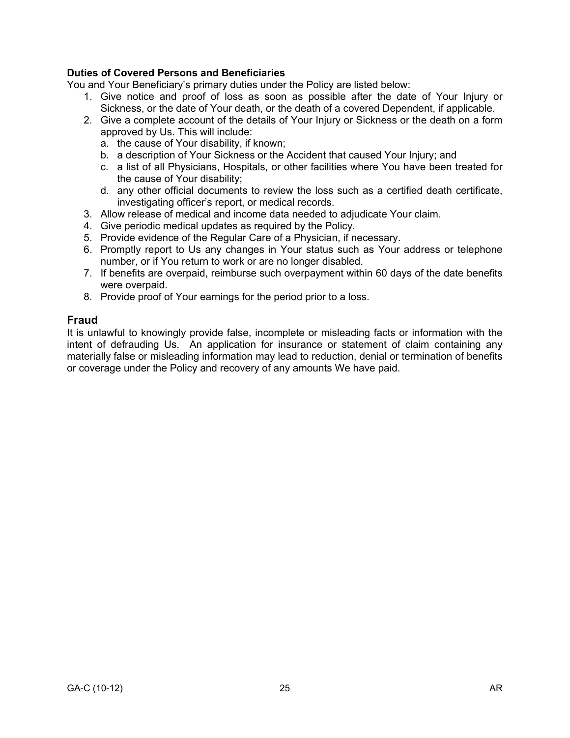**Duties of Covered Persons and Beneficiaries**

You and Your Beneficiary's primary duties under the Policy are listed below:

1. Give notice and proof of loss as soon as possible after the date of Your Injury or Sickness, or the date of Your death, or the death of a covered Dependent, if applicable.
2. Give a complete account of the details of Your Injury or Sickness or the death on a form approved by Us. This will include:
   a. the cause of Your disability, if known;
   b. a description of Your Sickness or the Accident that caused Your Injury; and
   c. a list of all Physicians, Hospitals, or other facilities where You have been treated for the cause of Your disability;
   d. any other official documents to review the loss such as a certified death certificate, investigating officer's report, or medical records.
3. Allow release of medical and income data needed to adjudicate Your claim.
4. Give periodic medical updates as required by the Policy.
5. Provide evidence of the Regular Care of a Physician, if necessary.
6. Promptly report to Us any changes in Your status such as Your address or telephone number, or if You return to work or are no longer disabled.
7. If benefits are overpaid, reimburse such overpayment within 60 days of the date benefits were overpaid.
8. Provide proof of Your earnings for the period prior to a loss.

## Fraud

It is unlawful to knowingly provide false, incomplete or misleading facts or information with the intent of defrauding Us. An application for insurance or statement of claim containing any materially false or misleading information may lead to reduction, denial or termination of benefits or coverage under the Policy and recovery of any amounts We have paid.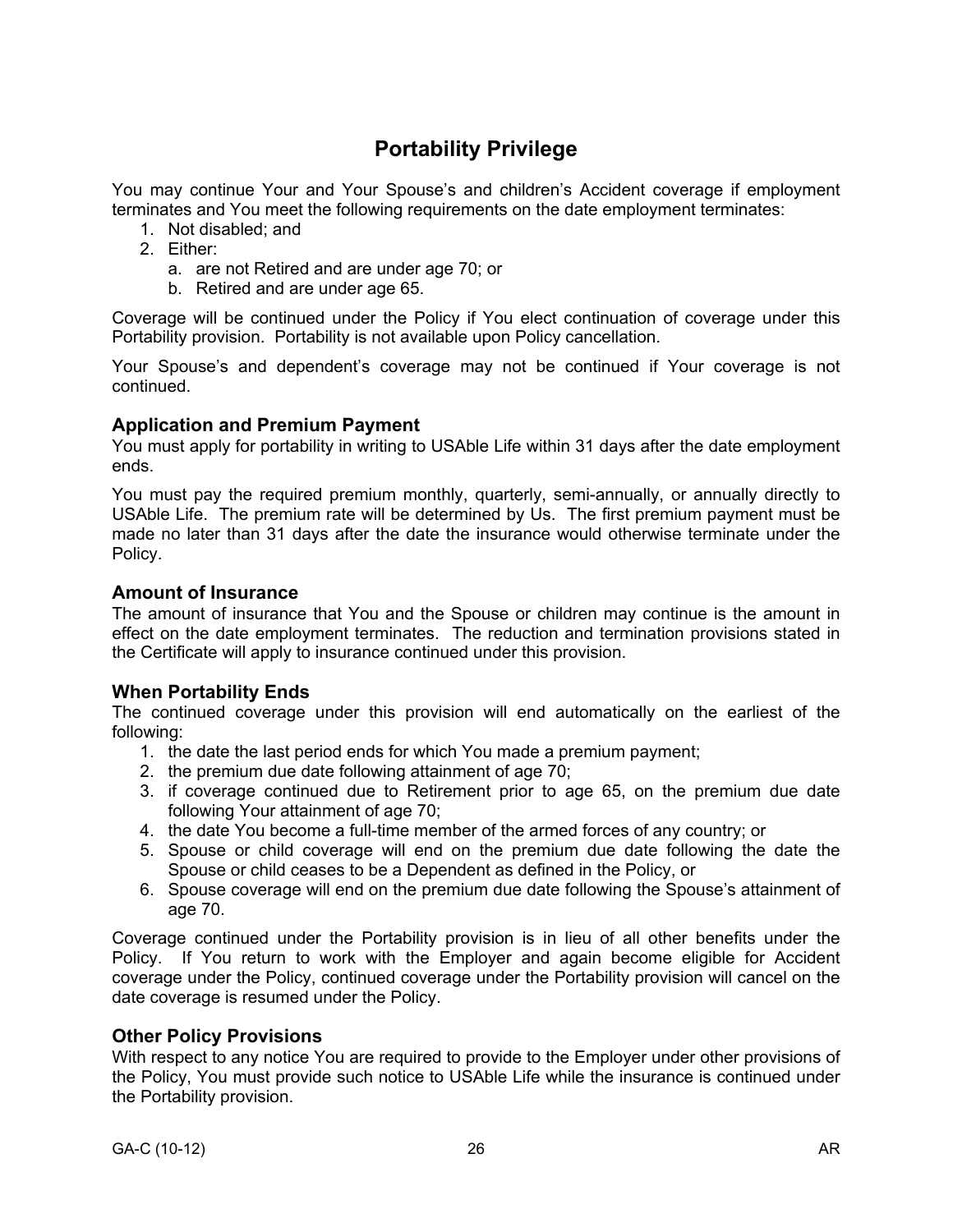# Portability Privilege

You may continue Your and Your Spouse's and children's Accident coverage if employment terminates and You meet the following requirements on the date employment terminates:

1. Not disabled; and
2. Either:
   a. are not Retired and are under age 70; or
   b. Retired and are under age 65.

Coverage will be continued under the Policy if You elect continuation of coverage under this Portability provision. Portability is not available upon Policy cancellation.

Your Spouse's and dependent's coverage may not be continued if Your coverage is not continued.

## Application and Premium Payment

You must apply for portability in writing to USAble Life within 31 days after the date employment ends.

You must pay the required premium monthly, quarterly, semi-annually, or annually directly to USAble Life. The premium rate will be determined by Us. The first premium payment must be made no later than 31 days after the date the insurance would otherwise terminate under the Policy.

## Amount of Insurance

The amount of insurance that You and the Spouse or children may continue is the amount in effect on the date employment terminates. The reduction and termination provisions stated in the Certificate will apply to insurance continued under this provision.

## When Portability Ends

The continued coverage under this provision will end automatically on the earliest of the following:

1. the date the last period ends for which You made a premium payment;
2. the premium due date following attainment of age 70;
3. if coverage continued due to Retirement prior to age 65, on the premium due date following Your attainment of age 70;
4. the date You become a full-time member of the armed forces of any country; or
5. Spouse or child coverage will end on the premium due date following the date the Spouse or child ceases to be a Dependent as defined in the Policy, or
6. Spouse coverage will end on the premium due date following the Spouse's attainment of age 70.

Coverage continued under the Portability provision is in lieu of all other benefits under the Policy. If You return to work with the Employer and again become eligible for Accident coverage under the Policy, continued coverage under the Portability provision will cancel on the date coverage is resumed under the Policy.

## Other Policy Provisions

With respect to any notice You are required to provide to the Employer under other provisions of the Policy, You must provide such notice to USAble Life while the insurance is continued under the Portability provision.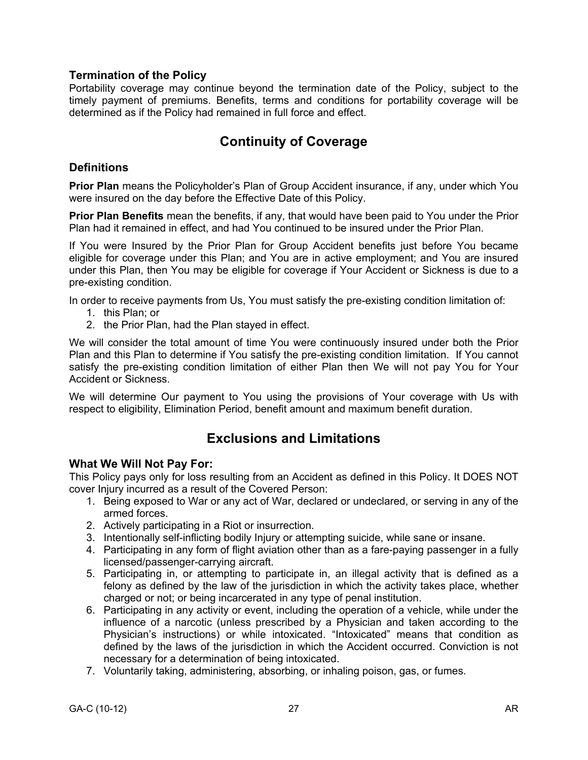### Termination of the Policy

Portability coverage may continue beyond the termination date of the Policy, subject to the timely payment of premiums. Benefits, terms and conditions for portability coverage will be determined as if the Policy had remained in full force and effect.

## Continuity of Coverage

### Definitions

**Prior Plan** means the Policyholder's Plan of Group Accident insurance, if any, under which You were insured on the day before the Effective Date of this Policy.

**Prior Plan Benefits** mean the benefits, if any, that would have been paid to You under the Prior Plan had it remained in effect, and had You continued to be insured under the Prior Plan.

If You were Insured by the Prior Plan for Group Accident benefits just before You became eligible for coverage under this Plan; and You are in active employment; and You are insured under this Plan, then You may be eligible for coverage if Your Accident or Sickness is due to a pre-existing condition.

In order to receive payments from Us, You must satisfy the pre-existing condition limitation of:

1. this Plan; or
2. the Prior Plan, had the Plan stayed in effect.

We will consider the total amount of time You were continuously insured under both the Prior Plan and this Plan to determine if You satisfy the pre-existing condition limitation. If You cannot satisfy the pre-existing condition limitation of either Plan then We will not pay You for Your Accident or Sickness.

We will determine Our payment to You using the provisions of Your coverage with Us with respect to eligibility, Elimination Period, benefit amount and maximum benefit duration.

## Exclusions and Limitations

### What We Will Not Pay For:

This Policy pays only for loss resulting from an Accident as defined in this Policy. It DOES NOT cover Injury incurred as a result of the Covered Person:

1. Being exposed to War or any act of War, declared or undeclared, or serving in any of the armed forces.
2. Actively participating in a Riot or insurrection.
3. Intentionally self-inflicting bodily Injury or attempting suicide, while sane or insane.
4. Participating in any form of flight aviation other than as a fare-paying passenger in a fully licensed/passenger-carrying aircraft.
5. Participating in, or attempting to participate in, an illegal activity that is defined as a felony as defined by the law of the jurisdiction in which the activity takes place, whether charged or not; or being incarcerated in any type of penal institution.
6. Participating in any activity or event, including the operation of a vehicle, while under the influence of a narcotic (unless prescribed by a Physician and taken according to the Physician's instructions) or while intoxicated. "Intoxicated" means that condition as defined by the laws of the jurisdiction in which the Accident occurred. Conviction is not necessary for a determination of being intoxicated.
7. Voluntarily taking, administering, absorbing, or inhaling poison, gas, or fumes.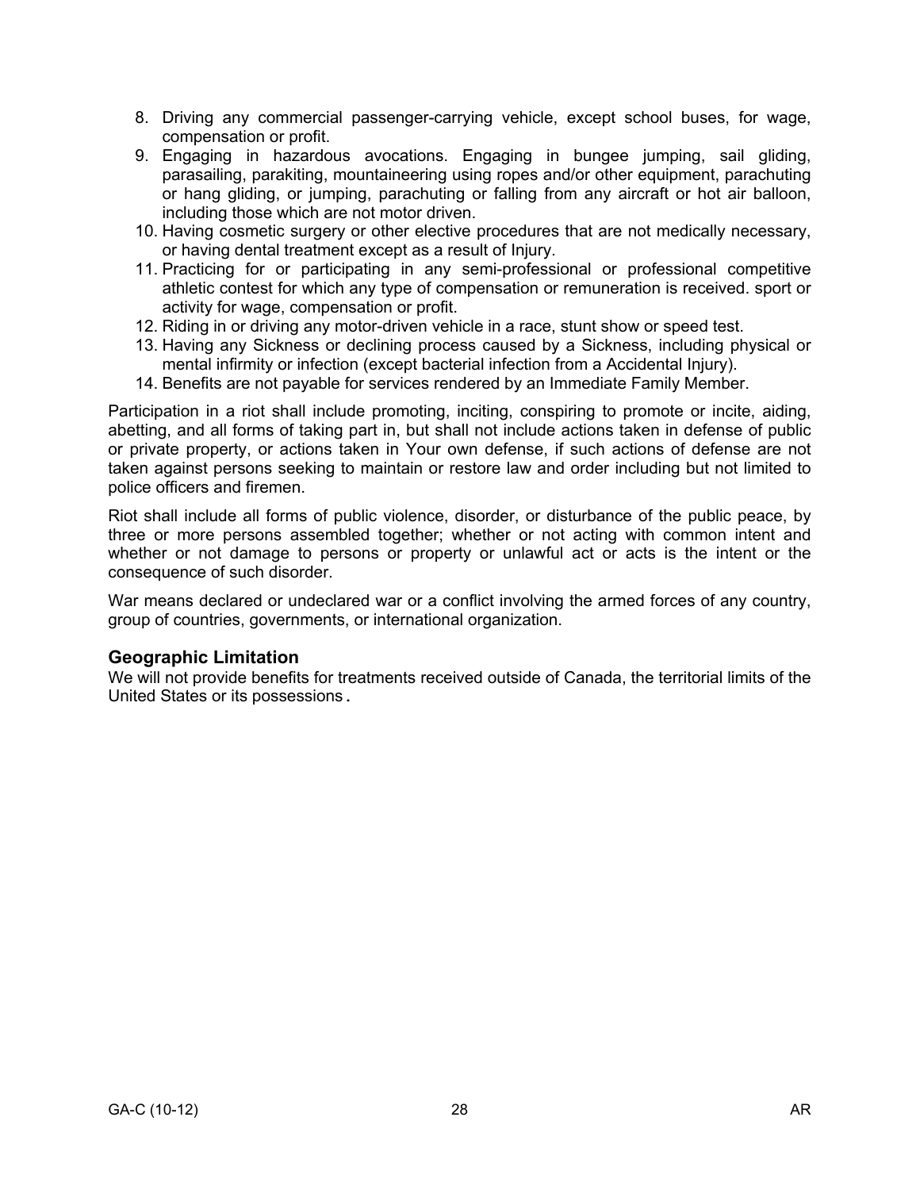8. Driving any commercial passenger-carrying vehicle, except school buses, for wage, compensation or profit.
9. Engaging in hazardous avocations. Engaging in bungee jumping, sail gliding, parasailing, parakiting, mountaineering using ropes and/or other equipment, parachuting or hang gliding, or jumping, parachuting or falling from any aircraft or hot air balloon, including those which are not motor driven.
10. Having cosmetic surgery or other elective procedures that are not medically necessary, or having dental treatment except as a result of Injury.
11. Practicing for or participating in any semi-professional or professional competitive athletic contest for which any type of compensation or remuneration is received. sport or activity for wage, compensation or profit.
12. Riding in or driving any motor-driven vehicle in a race, stunt show or speed test.
13. Having any Sickness or declining process caused by a Sickness, including physical or mental infirmity or infection (except bacterial infection from a Accidental Injury).
14. Benefits are not payable for services rendered by an Immediate Family Member.

Participation in a riot shall include promoting, inciting, conspiring to promote or incite, aiding, abetting, and all forms of taking part in, but shall not include actions taken in defense of public or private property, or actions taken in Your own defense, if such actions of defense are not taken against persons seeking to maintain or restore law and order including but not limited to police officers and firemen.

Riot shall include all forms of public violence, disorder, or disturbance of the public peace, by three or more persons assembled together; whether or not acting with common intent and whether or not damage to persons or property or unlawful act or acts is the intent or the consequence of such disorder.

War means declared or undeclared war or a conflict involving the armed forces of any country, group of countries, governments, or international organization.

### Geographic Limitation

We will not provide benefits for treatments received outside of Canada, the territorial limits of the United States or its possessions.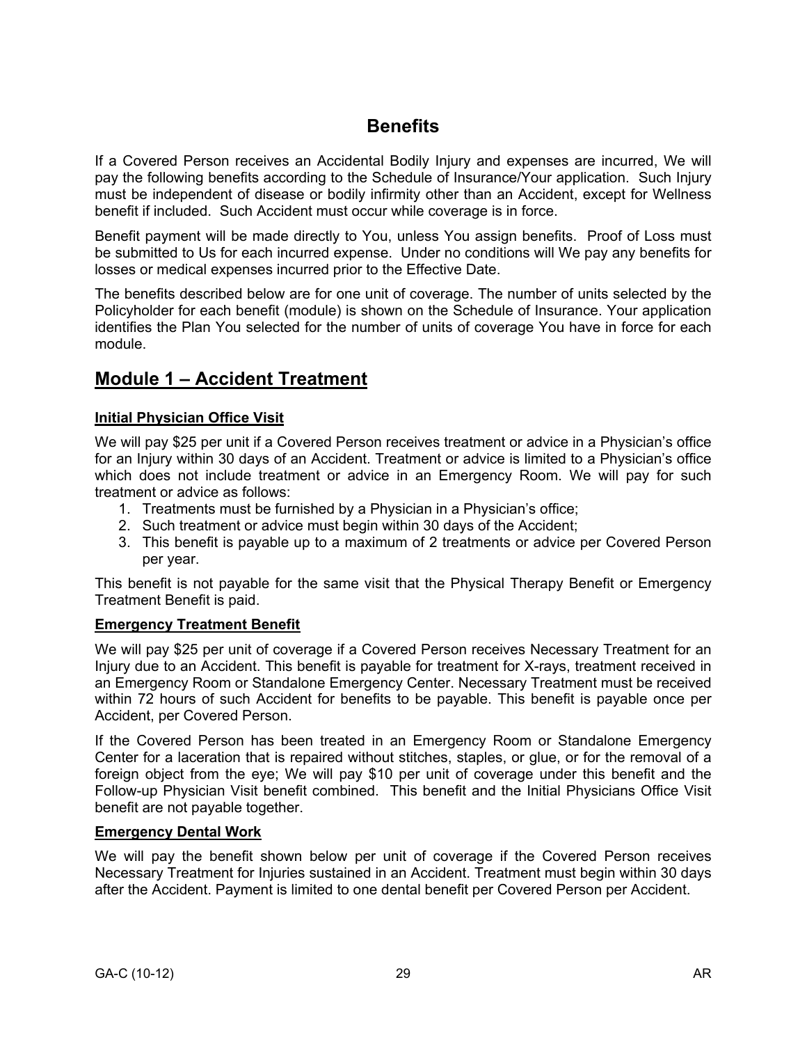# Benefits

If a Covered Person receives an Accidental Bodily Injury and expenses are incurred, We will pay the following benefits according to the Schedule of Insurance/Your application. Such Injury must be independent of disease or bodily infirmity other than an Accident, except for Wellness benefit if included. Such Accident must occur while coverage is in force.

Benefit payment will be made directly to You, unless You assign benefits. Proof of Loss must be submitted to Us for each incurred expense. Under no conditions will We pay any benefits for losses or medical expenses incurred prior to the Effective Date.

The benefits described below are for one unit of coverage. The number of units selected by the Policyholder for each benefit (module) is shown on the Schedule of Insurance. Your application identifies the Plan You selected for the number of units of coverage You have in force for each module.

## Module 1 – Accident Treatment

### Initial Physician Office Visit

We will pay $25 per unit if a Covered Person receives treatment or advice in a Physician's office for an Injury within 30 days of an Accident. Treatment or advice is limited to a Physician's office which does not include treatment or advice in an Emergency Room. We will pay for such treatment or advice as follows:

1. Treatments must be furnished by a Physician in a Physician's office;
2. Such treatment or advice must begin within 30 days of the Accident;
3. This benefit is payable up to a maximum of 2 treatments or advice per Covered Person per year.

This benefit is not payable for the same visit that the Physical Therapy Benefit or Emergency Treatment Benefit is paid.

### Emergency Treatment Benefit

We will pay $25 per unit of coverage if a Covered Person receives Necessary Treatment for an Injury due to an Accident. This benefit is payable for treatment for X-rays, treatment received in an Emergency Room or Standalone Emergency Center. Necessary Treatment must be received within 72 hours of such Accident for benefits to be payable. This benefit is payable once per Accident, per Covered Person.

If the Covered Person has been treated in an Emergency Room or Standalone Emergency Center for a laceration that is repaired without stitches, staples, or glue, or for the removal of a foreign object from the eye; We will pay $10 per unit of coverage under this benefit and the Follow-up Physician Visit benefit combined. This benefit and the Initial Physicians Office Visit benefit are not payable together.

### Emergency Dental Work

We will pay the benefit shown below per unit of coverage if the Covered Person receives Necessary Treatment for Injuries sustained in an Accident. Treatment must begin within 30 days after the Accident. Payment is limited to one dental benefit per Covered Person per Accident.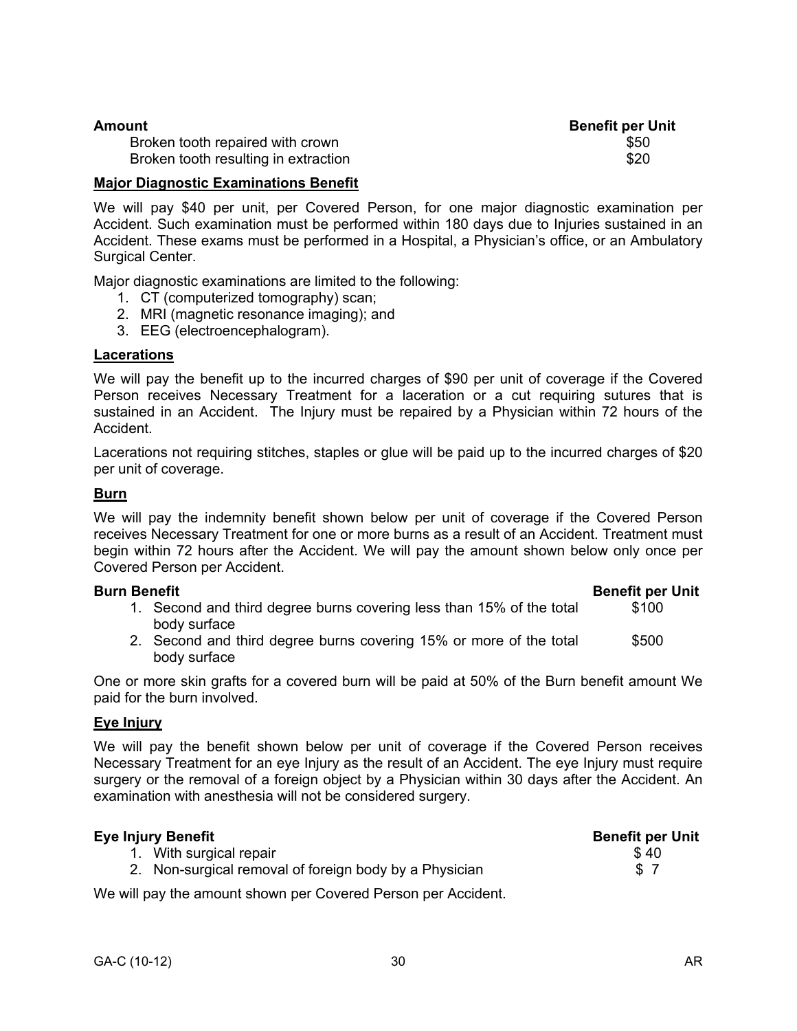| Amount | Benefit per Unit |
|---|---|
| Broken tooth repaired with crown | $50 |
| Broken tooth resulting in extraction | $20 |

**Major Diagnostic Examinations Benefit**

We will pay $40 per unit, per Covered Person, for one major diagnostic examination per Accident. Such examination must be performed within 180 days due to Injuries sustained in an Accident. These exams must be performed in a Hospital, a Physician's office, or an Ambulatory Surgical Center.

Major diagnostic examinations are limited to the following:

1. CT (computerized tomography) scan;
2. MRI (magnetic resonance imaging); and
3. EEG (electroencephalogram).

**Lacerations**

We will pay the benefit up to the incurred charges of $90 per unit of coverage if the Covered Person receives Necessary Treatment for a laceration or a cut requiring sutures that is sustained in an Accident. The Injury must be repaired by a Physician within 72 hours of the Accident.

Lacerations not requiring stitches, staples or glue will be paid up to the incurred charges of $20 per unit of coverage.

**Burn**

We will pay the indemnity benefit shown below per unit of coverage if the Covered Person receives Necessary Treatment for one or more burns as a result of an Accident. Treatment must begin within 72 hours after the Accident. We will pay the amount shown below only once per Covered Person per Accident.

| Burn Benefit | Benefit per Unit |
|---|---|
| 1. Second and third degree burns covering less than 15% of the total body surface | $100 |
| 2. Second and third degree burns covering 15% or more of the total body surface | $500 |

One or more skin grafts for a covered burn will be paid at 50% of the Burn benefit amount We paid for the burn involved.

**Eye Injury**

We will pay the benefit shown below per unit of coverage if the Covered Person receives Necessary Treatment for an eye Injury as the result of an Accident. The eye Injury must require surgery or the removal of a foreign object by a Physician within 30 days after the Accident. An examination with anesthesia will not be considered surgery.

| Eye Injury Benefit | Benefit per Unit |
|---|---|
| 1. With surgical repair | $ 40 |
| 2. Non-surgical removal of foreign body by a Physician | $ 7 |

We will pay the amount shown per Covered Person per Accident.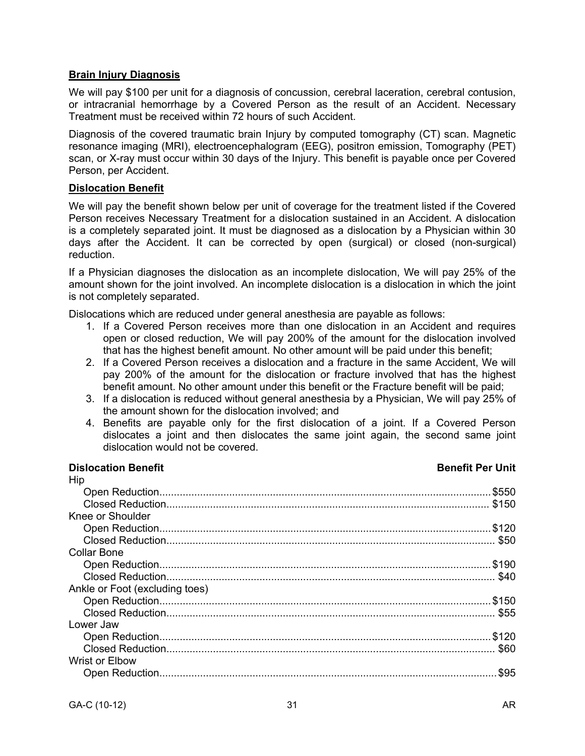**Brain Injury Diagnosis**

We will pay $100 per unit for a diagnosis of concussion, cerebral laceration, cerebral contusion, or intracranial hemorrhage by a Covered Person as the result of an Accident. Necessary Treatment must be received within 72 hours of such Accident.

Diagnosis of the covered traumatic brain Injury by computed tomography (CT) scan. Magnetic resonance imaging (MRI), electroencephalogram (EEG), positron emission, Tomography (PET) scan, or X-ray must occur within 30 days of the Injury. This benefit is payable once per Covered Person, per Accident.

**Dislocation Benefit**

We will pay the benefit shown below per unit of coverage for the treatment listed if the Covered Person receives Necessary Treatment for a dislocation sustained in an Accident. A dislocation is a completely separated joint. It must be diagnosed as a dislocation by a Physician within 30 days after the Accident. It can be corrected by open (surgical) or closed (non-surgical) reduction.

If a Physician diagnoses the dislocation as an incomplete dislocation, We will pay 25% of the amount shown for the joint involved. An incomplete dislocation is a dislocation in which the joint is not completely separated.

Dislocations which are reduced under general anesthesia are payable as follows:

1. If a Covered Person receives more than one dislocation in an Accident and requires open or closed reduction, We will pay 200% of the amount for the dislocation involved that has the highest benefit amount. No other amount will be paid under this benefit;
2. If a Covered Person receives a dislocation and a fracture in the same Accident, We will pay 200% of the amount for the dislocation or fracture involved that has the highest benefit amount. No other amount under this benefit or the Fracture benefit will be paid;
3. If a dislocation is reduced without general anesthesia by a Physician, We will pay 25% of the amount shown for the dislocation involved; and
4. Benefits are payable only for the first dislocation of a joint. If a Covered Person dislocates a joint and then dislocates the same joint again, the second same joint dislocation would not be covered.

| **Dislocation Benefit** | **Benefit Per Unit** |
|---|---|
| Hip | |
| Open Reduction | $550 |
| Closed Reduction | $150 |
| Knee or Shoulder | |
| Open Reduction | $120 |
| Closed Reduction | $50 |
| Collar Bone | |
| Open Reduction | $190 |
| Closed Reduction | $40 |
| Ankle or Foot (excluding toes) | |
| Open Reduction | $150 |
| Closed Reduction | $55 |
| Lower Jaw | |
| Open Reduction | $120 |
| Closed Reduction | $60 |
| Wrist or Elbow | |
| Open Reduction | $95 |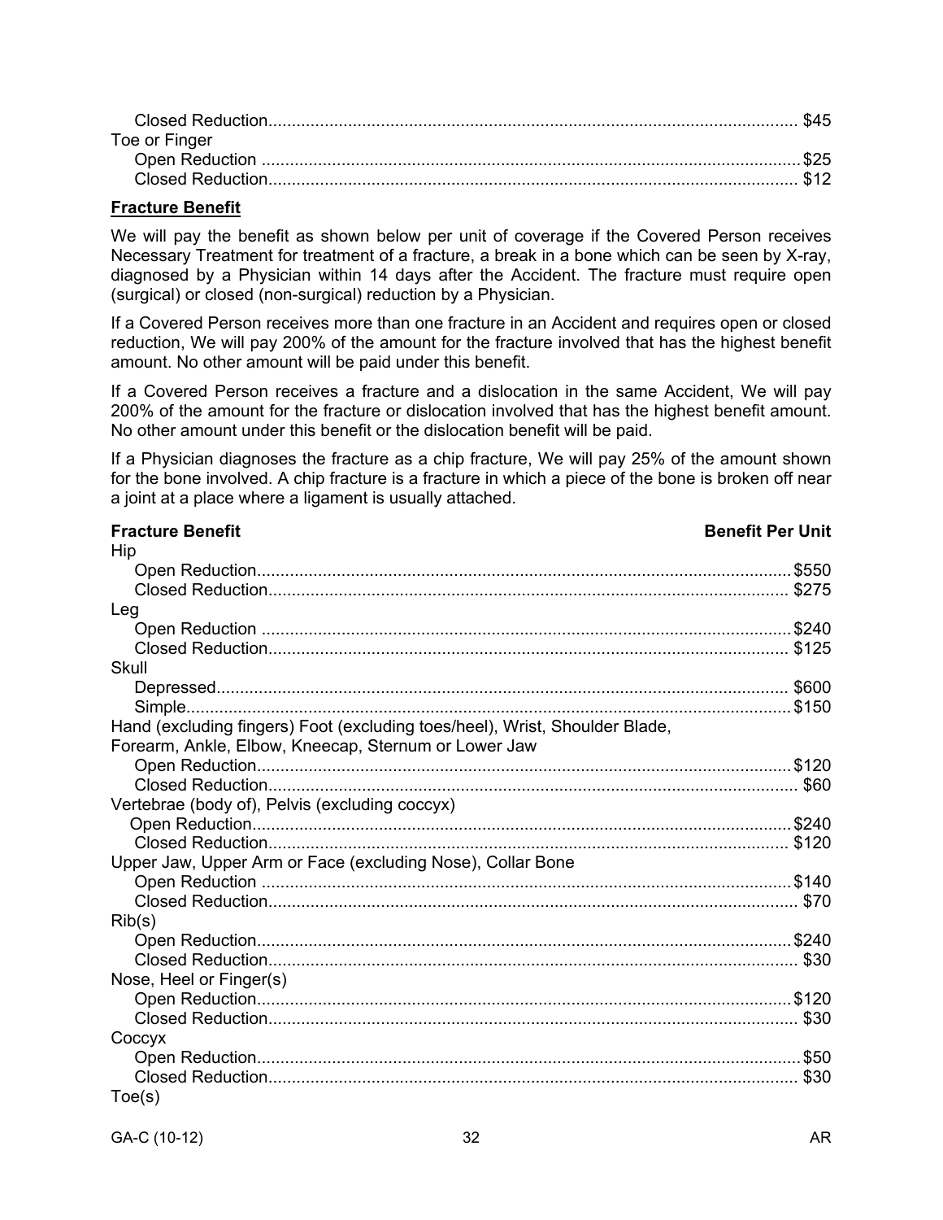| | |
|---|---|
| Closed Reduction | $45 |
| Toe or Finger | |
| Open Reduction | $25 |
| Closed Reduction | $12 |

**Fracture Benefit**

We will pay the benefit as shown below per unit of coverage if the Covered Person receives Necessary Treatment for treatment of a fracture, a break in a bone which can be seen by X-ray, diagnosed by a Physician within 14 days after the Accident. The fracture must require open (surgical) or closed (non-surgical) reduction by a Physician.

If a Covered Person receives more than one fracture in an Accident and requires open or closed reduction, We will pay 200% of the amount for the fracture involved that has the highest benefit amount. No other amount will be paid under this benefit.

If a Covered Person receives a fracture and a dislocation in the same Accident, We will pay 200% of the amount for the fracture or dislocation involved that has the highest benefit amount. No other amount under this benefit or the dislocation benefit will be paid.

If a Physician diagnoses the fracture as a chip fracture, We will pay 25% of the amount shown for the bone involved. A chip fracture is a fracture in which a piece of the bone is broken off near a joint at a place where a ligament is usually attached.

| Fracture Benefit | Benefit Per Unit |
|---|---|
| Hip | |
| Open Reduction | $550 |
| Closed Reduction | $275 |
| Leg | |
| Open Reduction | $240 |
| Closed Reduction | $125 |
| Skull | |
| Depressed | $600 |
| Simple | $150 |
| Hand (excluding fingers) Foot (excluding toes/heel), Wrist, Shoulder Blade, Forearm, Ankle, Elbow, Kneecap, Sternum or Lower Jaw | |
| Open Reduction | $120 |
| Closed Reduction | $60 |
| Vertebrae (body of), Pelvis (excluding coccyx) | |
| Open Reduction | $240 |
| Closed Reduction | $120 |
| Upper Jaw, Upper Arm or Face (excluding Nose), Collar Bone | |
| Open Reduction | $140 |
| Closed Reduction | $70 |
| Rib(s) | |
| Open Reduction | $240 |
| Closed Reduction | $30 |
| Nose, Heel or Finger(s) | |
| Open Reduction | $120 |
| Closed Reduction | $30 |
| Coccyx | |
| Open Reduction | $50 |
| Closed Reduction | $30 |
| Toe(s) | |

GA-C (10-12) AR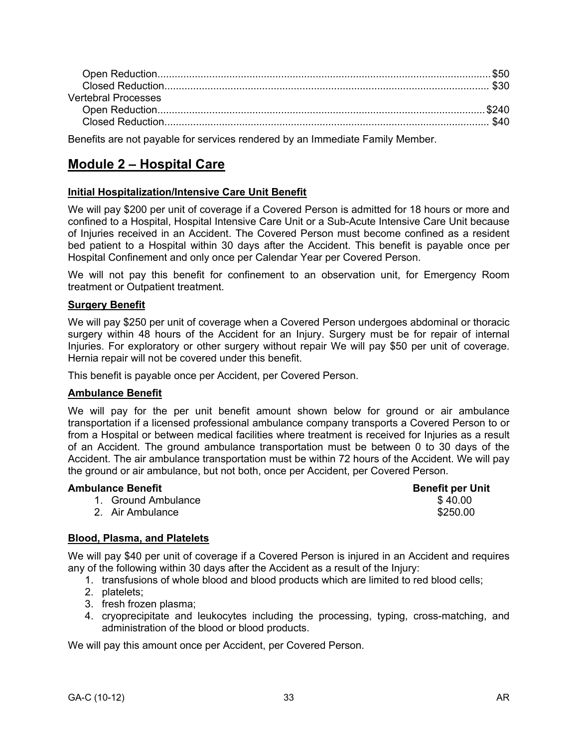| | |
|---|---|
| Open Reduction | $50 |
| Closed Reduction | $30 |
| Vertebral Processes | |
| Open Reduction | $240 |
| Closed Reduction | $40 |

Benefits are not payable for services rendered by an Immediate Family Member.

## Module 2 – Hospital Care

**Initial Hospitalization/Intensive Care Unit Benefit**

We will pay $200 per unit of coverage if a Covered Person is admitted for 18 hours or more and confined to a Hospital, Hospital Intensive Care Unit or a Sub-Acute Intensive Care Unit because of Injuries received in an Accident. The Covered Person must become confined as a resident bed patient to a Hospital within 30 days after the Accident. This benefit is payable once per Hospital Confinement and only once per Calendar Year per Covered Person.

We will not pay this benefit for confinement to an observation unit, for Emergency Room treatment or Outpatient treatment.

**Surgery Benefit**

We will pay $250 per unit of coverage when a Covered Person undergoes abdominal or thoracic surgery within 48 hours of the Accident for an Injury. Surgery must be for repair of internal Injuries. For exploratory or other surgery without repair We will pay $50 per unit of coverage. Hernia repair will not be covered under this benefit.

This benefit is payable once per Accident, per Covered Person.

**Ambulance Benefit**

We will pay for the per unit benefit amount shown below for ground or air ambulance transportation if a licensed professional ambulance company transports a Covered Person to or from a Hospital or between medical facilities where treatment is received for Injuries as a result of an Accident. The ground ambulance transportation must be between 0 to 30 days of the Accident. The air ambulance transportation must be within 72 hours of the Accident. We will pay the ground or air ambulance, but not both, once per Accident, per Covered Person.

| Ambulance Benefit | Benefit per Unit |
|---|---|
| 1. Ground Ambulance | $ 40.00 |
| 2. Air Ambulance | $250.00 |

**Blood, Plasma, and Platelets**

We will pay $40 per unit of coverage if a Covered Person is injured in an Accident and requires any of the following within 30 days after the Accident as a result of the Injury:

1. transfusions of whole blood and blood products which are limited to red blood cells;
2. platelets;
3. fresh frozen plasma;
4. cryoprecipitate and leukocytes including the processing, typing, cross-matching, and administration of the blood or blood products.

We will pay this amount once per Accident, per Covered Person.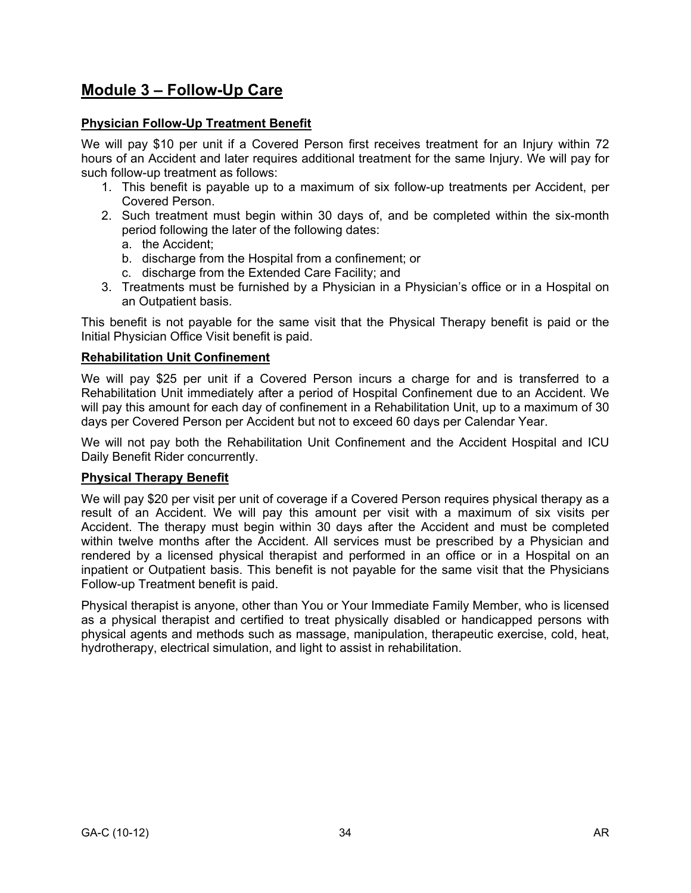## Module 3 – Follow-Up Care

**Physician Follow-Up Treatment Benefit**

We will pay $10 per unit if a Covered Person first receives treatment for an Injury within 72 hours of an Accident and later requires additional treatment for the same Injury. We will pay for such follow-up treatment as follows:

1. This benefit is payable up to a maximum of six follow-up treatments per Accident, per Covered Person.
2. Such treatment must begin within 30 days of, and be completed within the six-month period following the later of the following dates:
   a. the Accident;
   b. discharge from the Hospital from a confinement; or
   c. discharge from the Extended Care Facility; and
3. Treatments must be furnished by a Physician in a Physician's office or in a Hospital on an Outpatient basis.

This benefit is not payable for the same visit that the Physical Therapy benefit is paid or the Initial Physician Office Visit benefit is paid.

**Rehabilitation Unit Confinement**

We will pay $25 per unit if a Covered Person incurs a charge for and is transferred to a Rehabilitation Unit immediately after a period of Hospital Confinement due to an Accident. We will pay this amount for each day of confinement in a Rehabilitation Unit, up to a maximum of 30 days per Covered Person per Accident but not to exceed 60 days per Calendar Year.

We will not pay both the Rehabilitation Unit Confinement and the Accident Hospital and ICU Daily Benefit Rider concurrently.

**Physical Therapy Benefit**

We will pay $20 per visit per unit of coverage if a Covered Person requires physical therapy as a result of an Accident. We will pay this amount per visit with a maximum of six visits per Accident. The therapy must begin within 30 days after the Accident and must be completed within twelve months after the Accident. All services must be prescribed by a Physician and rendered by a licensed physical therapist and performed in an office or in a Hospital on an inpatient or Outpatient basis. This benefit is not payable for the same visit that the Physicians Follow-up Treatment benefit is paid.

Physical therapist is anyone, other than You or Your Immediate Family Member, who is licensed as a physical therapist and certified to treat physically disabled or handicapped persons with physical agents and methods such as massage, manipulation, therapeutic exercise, cold, heat, hydrotherapy, electrical simulation, and light to assist in rehabilitation.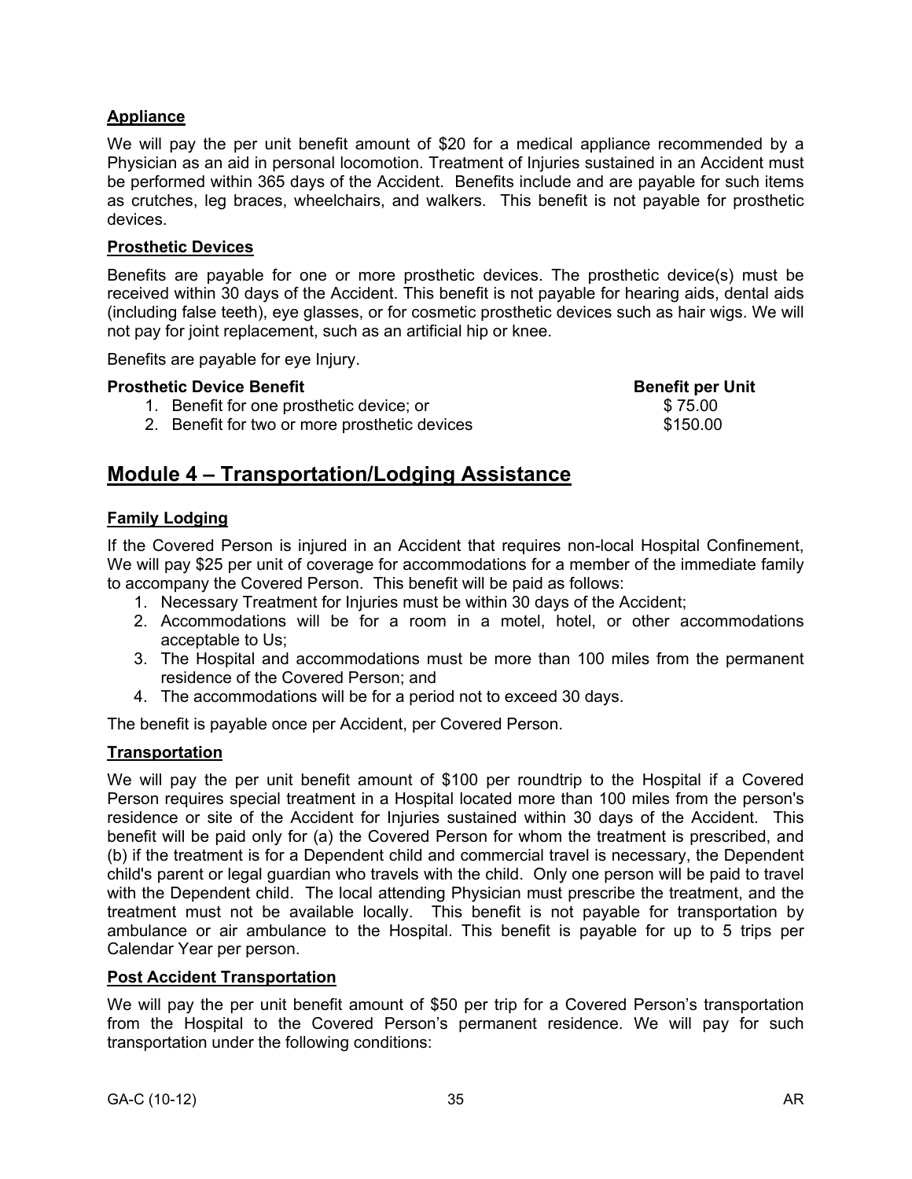**Appliance**

We will pay the per unit benefit amount of $20 for a medical appliance recommended by a Physician as an aid in personal locomotion. Treatment of Injuries sustained in an Accident must be performed within 365 days of the Accident. Benefits include and are payable for such items as crutches, leg braces, wheelchairs, and walkers. This benefit is not payable for prosthetic devices.

**Prosthetic Devices**

Benefits are payable for one or more prosthetic devices. The prosthetic device(s) must be received within 30 days of the Accident. This benefit is not payable for hearing aids, dental aids (including false teeth), eye glasses, or for cosmetic prosthetic devices such as hair wigs. We will not pay for joint replacement, such as an artificial hip or knee.

Benefits are payable for eye Injury.

| Prosthetic Device Benefit | Benefit per Unit |
|---|---|
| 1. Benefit for one prosthetic device; or | $ 75.00 |
| 2. Benefit for two or more prosthetic devices | $150.00 |

## Module 4 – Transportation/Lodging Assistance

**Family Lodging**

If the Covered Person is injured in an Accident that requires non-local Hospital Confinement, We will pay $25 per unit of coverage for accommodations for a member of the immediate family to accompany the Covered Person. This benefit will be paid as follows:

1. Necessary Treatment for Injuries must be within 30 days of the Accident;
2. Accommodations will be for a room in a motel, hotel, or other accommodations acceptable to Us;
3. The Hospital and accommodations must be more than 100 miles from the permanent residence of the Covered Person; and
4. The accommodations will be for a period not to exceed 30 days.

The benefit is payable once per Accident, per Covered Person.

**Transportation**

We will pay the per unit benefit amount of $100 per roundtrip to the Hospital if a Covered Person requires special treatment in a Hospital located more than 100 miles from the person's residence or site of the Accident for Injuries sustained within 30 days of the Accident. This benefit will be paid only for (a) the Covered Person for whom the treatment is prescribed, and (b) if the treatment is for a Dependent child and commercial travel is necessary, the Dependent child's parent or legal guardian who travels with the child. Only one person will be paid to travel with the Dependent child. The local attending Physician must prescribe the treatment, and the treatment must not be available locally. This benefit is not payable for transportation by ambulance or air ambulance to the Hospital. This benefit is payable for up to 5 trips per Calendar Year per person.

**Post Accident Transportation**

We will pay the per unit benefit amount of $50 per trip for a Covered Person's transportation from the Hospital to the Covered Person's permanent residence. We will pay for such transportation under the following conditions: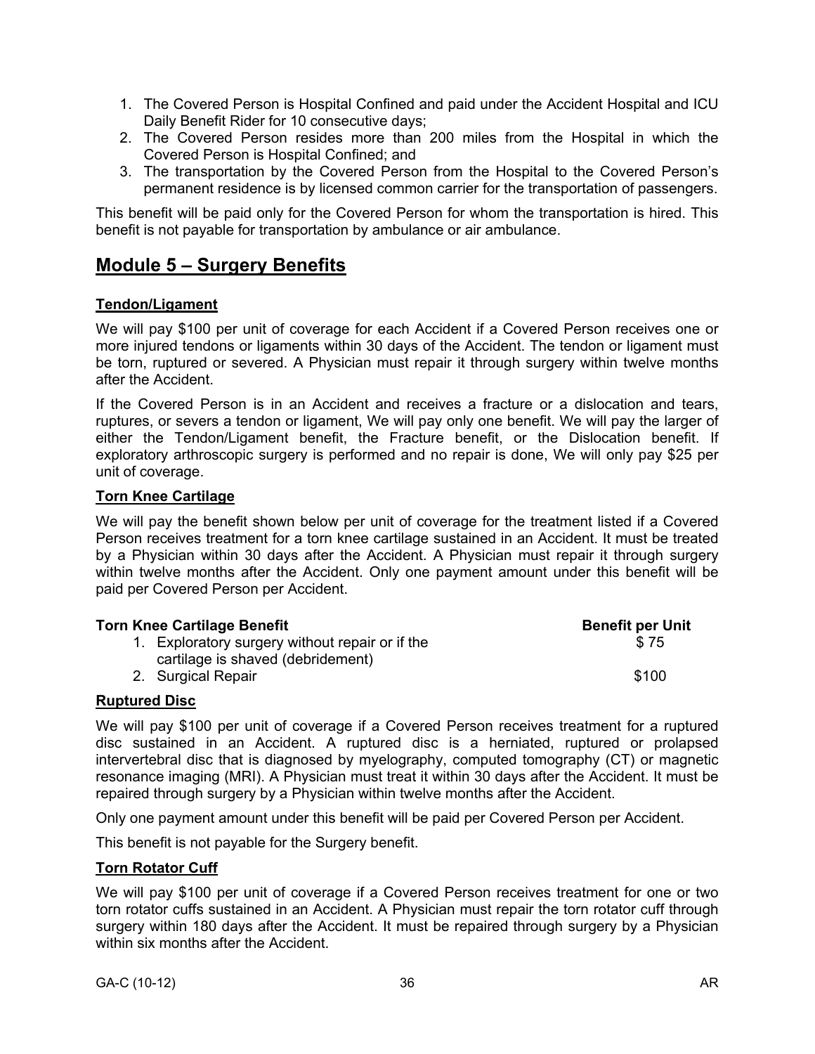1. The Covered Person is Hospital Confined and paid under the Accident Hospital and ICU Daily Benefit Rider for 10 consecutive days;
2. The Covered Person resides more than 200 miles from the Hospital in which the Covered Person is Hospital Confined; and
3. The transportation by the Covered Person from the Hospital to the Covered Person's permanent residence is by licensed common carrier for the transportation of passengers.

This benefit will be paid only for the Covered Person for whom the transportation is hired. This benefit is not payable for transportation by ambulance or air ambulance.

## Module 5 – Surgery Benefits

### Tendon/Ligament

We will pay $100 per unit of coverage for each Accident if a Covered Person receives one or more injured tendons or ligaments within 30 days of the Accident. The tendon or ligament must be torn, ruptured or severed. A Physician must repair it through surgery within twelve months after the Accident.

If the Covered Person is in an Accident and receives a fracture or a dislocation and tears, ruptures, or severs a tendon or ligament, We will pay only one benefit. We will pay the larger of either the Tendon/Ligament benefit, the Fracture benefit, or the Dislocation benefit. If exploratory arthroscopic surgery is performed and no repair is done, We will only pay $25 per unit of coverage.

### Torn Knee Cartilage

We will pay the benefit shown below per unit of coverage for the treatment listed if a Covered Person receives treatment for a torn knee cartilage sustained in an Accident. It must be treated by a Physician within 30 days after the Accident. A Physician must repair it through surgery within twelve months after the Accident. Only one payment amount under this benefit will be paid per Covered Person per Accident.

| Torn Knee Cartilage Benefit | Benefit per Unit |
|---|---|
| 1. Exploratory surgery without repair or if the cartilage is shaved (debridement) | $ 75 |
| 2. Surgical Repair | $100 |

### Ruptured Disc

We will pay $100 per unit of coverage if a Covered Person receives treatment for a ruptured disc sustained in an Accident. A ruptured disc is a herniated, ruptured or prolapsed intervertebral disc that is diagnosed by myelography, computed tomography (CT) or magnetic resonance imaging (MRI). A Physician must treat it within 30 days after the Accident. It must be repaired through surgery by a Physician within twelve months after the Accident.

Only one payment amount under this benefit will be paid per Covered Person per Accident.

This benefit is not payable for the Surgery benefit.

### Torn Rotator Cuff

We will pay $100 per unit of coverage if a Covered Person receives treatment for one or two torn rotator cuffs sustained in an Accident. A Physician must repair the torn rotator cuff through surgery within 180 days after the Accident. It must be repaired through surgery by a Physician within six months after the Accident.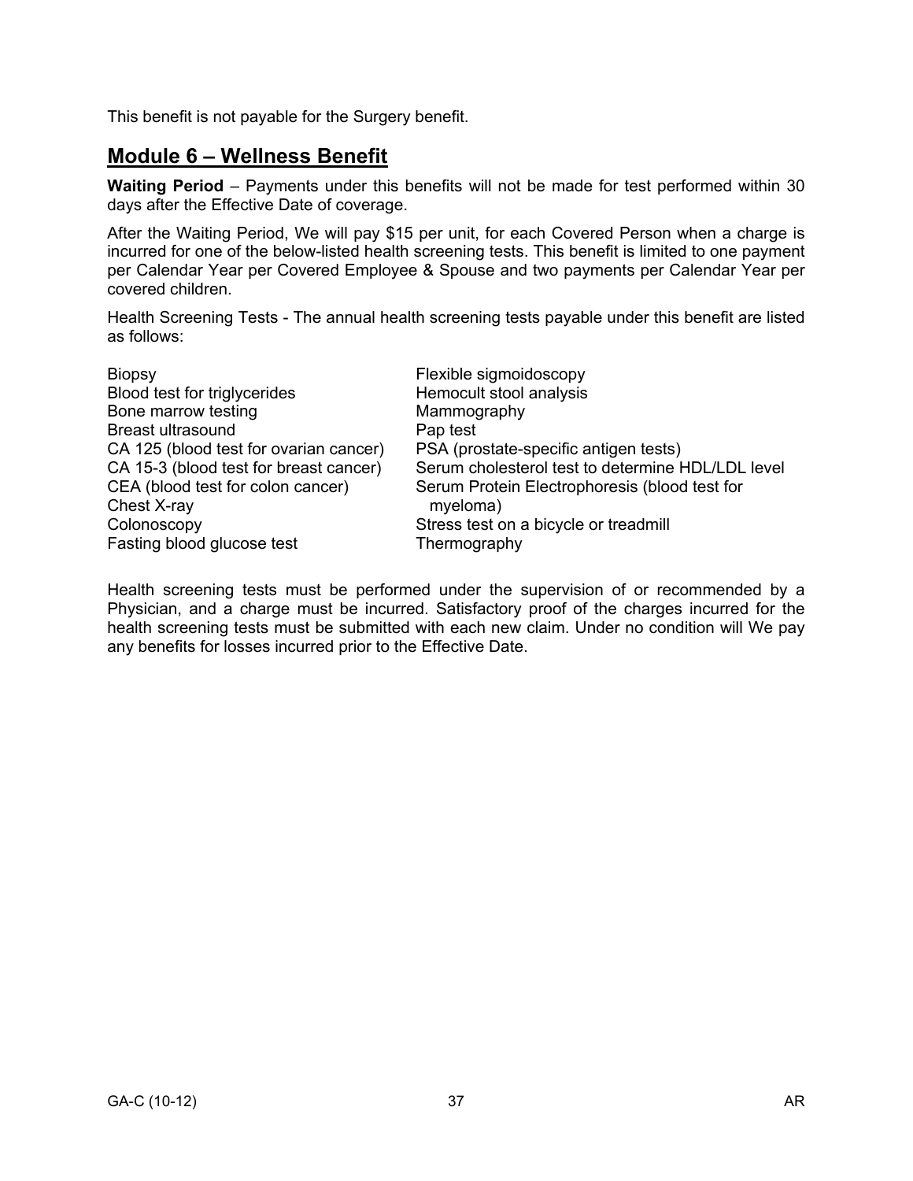This benefit is not payable for the Surgery benefit.

## Module 6 – Wellness Benefit

**Waiting Period** – Payments under this benefits will not be made for test performed within 30 days after the Effective Date of coverage.

After the Waiting Period, We will pay $15 per unit, for each Covered Person when a charge is incurred for one of the below-listed health screening tests. This benefit is limited to one payment per Calendar Year per Covered Employee & Spouse and two payments per Calendar Year per covered children.

Health Screening Tests - The annual health screening tests payable under this benefit are listed as follows:

- Biopsy
- Blood test for triglycerides
- Bone marrow testing
- Breast ultrasound
- CA 125 (blood test for ovarian cancer)
- CA 15-3 (blood test for breast cancer)
- CEA (blood test for colon cancer)
- Chest X-ray
- Colonoscopy
- Fasting blood glucose test
- Flexible sigmoidoscopy
- Hemocult stool analysis
- Mammography
- Pap test
- PSA (prostate-specific antigen tests)
- Serum cholesterol test to determine HDL/LDL level
- Serum Protein Electrophoresis (blood test for myeloma)
- Stress test on a bicycle or treadmill
- Thermography

Health screening tests must be performed under the supervision of or recommended by a Physician, and a charge must be incurred. Satisfactory proof of the charges incurred for the health screening tests must be submitted with each new claim. Under no condition will We pay any benefits for losses incurred prior to the Effective Date.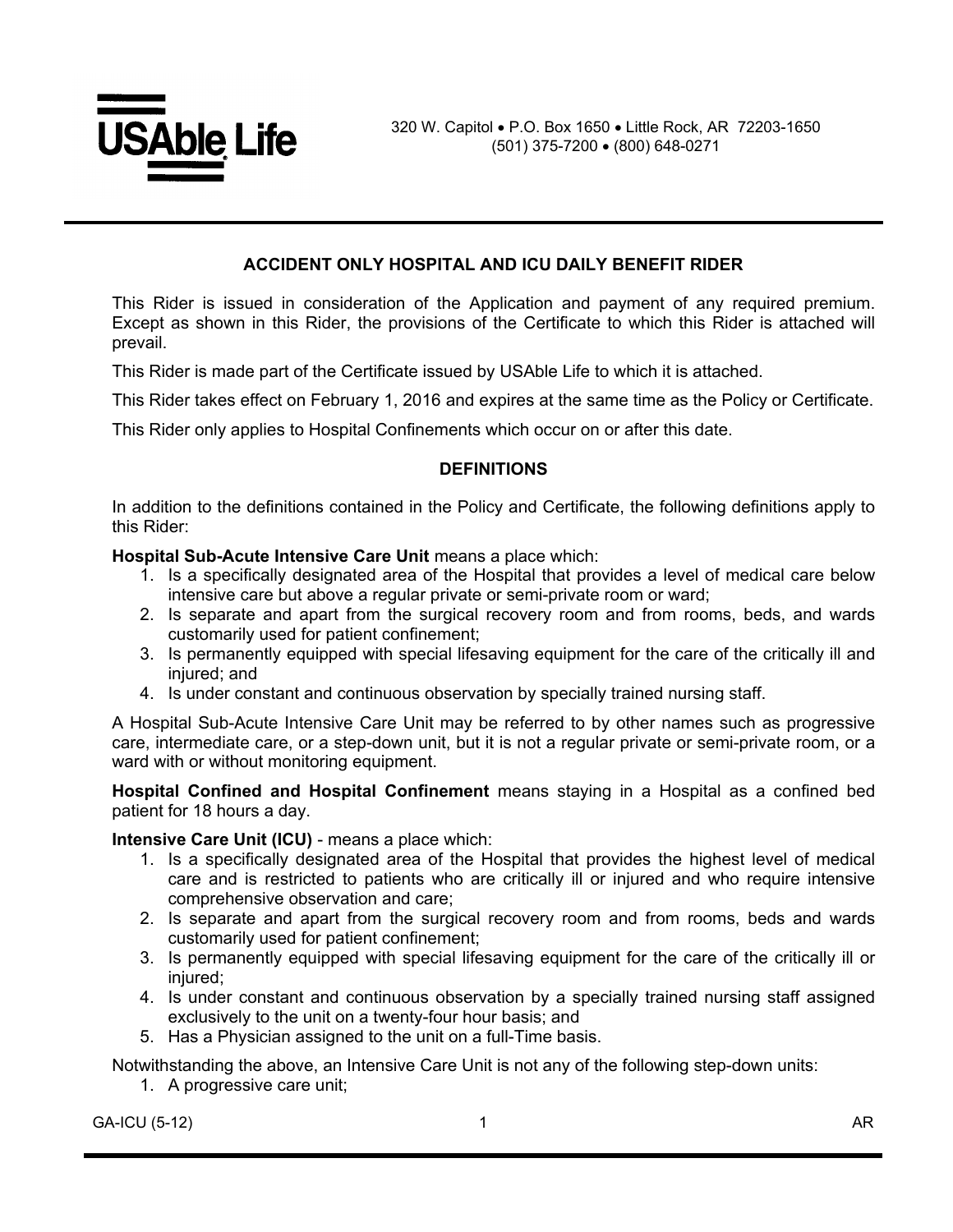USAble Life

320 W. Capitol • P.O. Box 1650 • Little Rock, AR 72203-1650
(501) 375-7200 • (800) 648-0271

## ACCIDENT ONLY HOSPITAL AND ICU DAILY BENEFIT RIDER

This Rider is issued in consideration of the Application and payment of any required premium. Except as shown in this Rider, the provisions of the Certificate to which this Rider is attached will prevail.

This Rider is made part of the Certificate issued by USAble Life to which it is attached.

This Rider takes effect on February 1, 2016 and expires at the same time as the Policy or Certificate.

This Rider only applies to Hospital Confinements which occur on or after this date.

### DEFINITIONS

In addition to the definitions contained in the Policy and Certificate, the following definitions apply to this Rider:

**Hospital Sub-Acute Intensive Care Unit** means a place which:

1. Is a specifically designated area of the Hospital that provides a level of medical care below intensive care but above a regular private or semi-private room or ward;
2. Is separate and apart from the surgical recovery room and from rooms, beds, and wards customarily used for patient confinement;
3. Is permanently equipped with special lifesaving equipment for the care of the critically ill and injured; and
4. Is under constant and continuous observation by specially trained nursing staff.

A Hospital Sub-Acute Intensive Care Unit may be referred to by other names such as progressive care, intermediate care, or a step-down unit, but it is not a regular private or semi-private room, or a ward with or without monitoring equipment.

**Hospital Confined and Hospital Confinement** means staying in a Hospital as a confined bed patient for 18 hours a day.

**Intensive Care Unit (ICU)** - means a place which:

1. Is a specifically designated area of the Hospital that provides the highest level of medical care and is restricted to patients who are critically ill or injured and who require intensive comprehensive observation and care;
2. Is separate and apart from the surgical recovery room and from rooms, beds and wards customarily used for patient confinement;
3. Is permanently equipped with special lifesaving equipment for the care of the critically ill or injured;
4. Is under constant and continuous observation by a specially trained nursing staff assigned exclusively to the unit on a twenty-four hour basis; and
5. Has a Physician assigned to the unit on a full-Time basis.

Notwithstanding the above, an Intensive Care Unit is not any of the following step-down units:

1. A progressive care unit;

GA-ICU (5-12) AR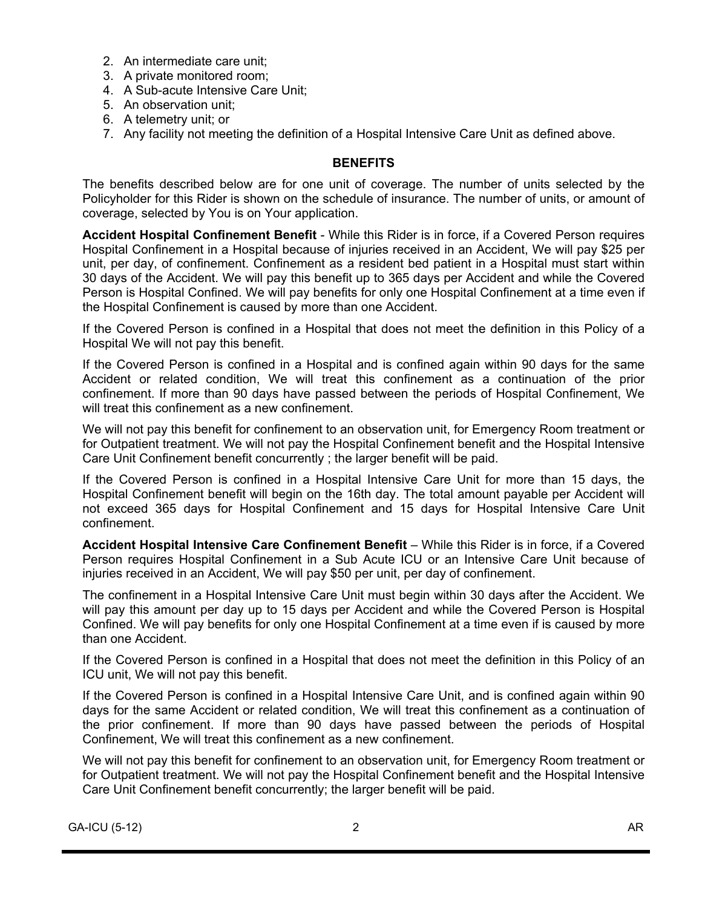2. An intermediate care unit;
3. A private monitored room;
4. A Sub-acute Intensive Care Unit;
5. An observation unit;
6. A telemetry unit; or
7. Any facility not meeting the definition of a Hospital Intensive Care Unit as defined above.

## BENEFITS

The benefits described below are for one unit of coverage. The number of units selected by the Policyholder for this Rider is shown on the schedule of insurance. The number of units, or amount of coverage, selected by You is on Your application.

**Accident Hospital Confinement Benefit** - While this Rider is in force, if a Covered Person requires Hospital Confinement in a Hospital because of injuries received in an Accident, We will pay $25 per unit, per day, of confinement. Confinement as a resident bed patient in a Hospital must start within 30 days of the Accident. We will pay this benefit up to 365 days per Accident and while the Covered Person is Hospital Confined. We will pay benefits for only one Hospital Confinement at a time even if the Hospital Confinement is caused by more than one Accident.

If the Covered Person is confined in a Hospital that does not meet the definition in this Policy of a Hospital We will not pay this benefit.

If the Covered Person is confined in a Hospital and is confined again within 90 days for the same Accident or related condition, We will treat this confinement as a continuation of the prior confinement. If more than 90 days have passed between the periods of Hospital Confinement, We will treat this confinement as a new confinement.

We will not pay this benefit for confinement to an observation unit, for Emergency Room treatment or for Outpatient treatment. We will not pay the Hospital Confinement benefit and the Hospital Intensive Care Unit Confinement benefit concurrently ; the larger benefit will be paid.

If the Covered Person is confined in a Hospital Intensive Care Unit for more than 15 days, the Hospital Confinement benefit will begin on the 16th day. The total amount payable per Accident will not exceed 365 days for Hospital Confinement and 15 days for Hospital Intensive Care Unit confinement.

**Accident Hospital Intensive Care Confinement Benefit** – While this Rider is in force, if a Covered Person requires Hospital Confinement in a Sub Acute ICU or an Intensive Care Unit because of injuries received in an Accident, We will pay $50 per unit, per day of confinement.

The confinement in a Hospital Intensive Care Unit must begin within 30 days after the Accident. We will pay this amount per day up to 15 days per Accident and while the Covered Person is Hospital Confined. We will pay benefits for only one Hospital Confinement at a time even if is caused by more than one Accident.

If the Covered Person is confined in a Hospital that does not meet the definition in this Policy of an ICU unit, We will not pay this benefit.

If the Covered Person is confined in a Hospital Intensive Care Unit, and is confined again within 90 days for the same Accident or related condition, We will treat this confinement as a continuation of the prior confinement. If more than 90 days have passed between the periods of Hospital Confinement, We will treat this confinement as a new confinement.

We will not pay this benefit for confinement to an observation unit, for Emergency Room treatment or for Outpatient treatment. We will not pay the Hospital Confinement benefit and the Hospital Intensive Care Unit Confinement benefit concurrently; the larger benefit will be paid.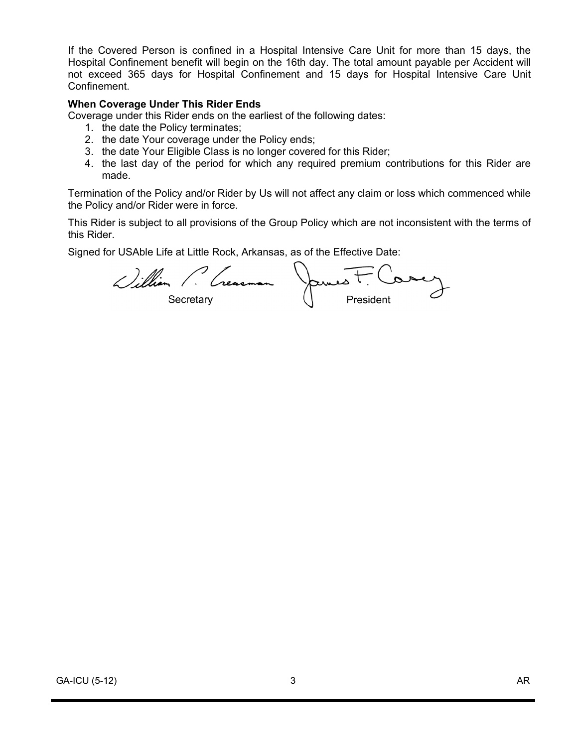If the Covered Person is confined in a Hospital Intensive Care Unit for more than 15 days, the Hospital Confinement benefit will begin on the 16th day. The total amount payable per Accident will not exceed 365 days for Hospital Confinement and 15 days for Hospital Intensive Care Unit Confinement.

**When Coverage Under This Rider Ends**

Coverage under this Rider ends on the earliest of the following dates:

1. the date the Policy terminates;
2. the date Your coverage under the Policy ends;
3. the date Your Eligible Class is no longer covered for this Rider;
4. the last day of the period for which any required premium contributions for this Rider are made.

Termination of the Policy and/or Rider by Us will not affect any claim or loss which commenced while the Policy and/or Rider were in force.

This Rider is subject to all provisions of the Group Policy which are not inconsistent with the terms of this Rider.

Signed for USAble Life at Little Rock, Arkansas, as of the Effective Date:

William P. Creasman — Secretary

James F. Casey — President

GA-ICU (5-12) AR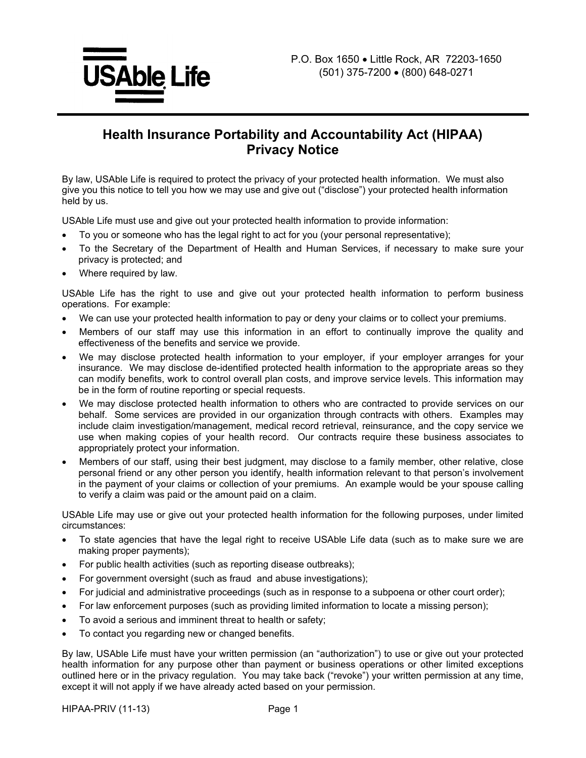**USAble Life**

P.O. Box 1650 • Little Rock, AR 72203-1650
(501) 375-7200 • (800) 648-0271

# Health Insurance Portability and Accountability Act (HIPAA) Privacy Notice

By law, USAble Life is required to protect the privacy of your protected health information. We must also give you this notice to tell you how we may use and give out ("disclose") your protected health information held by us.

USAble Life must use and give out your protected health information to provide information:

- To you or someone who has the legal right to act for you (your personal representative);
- To the Secretary of the Department of Health and Human Services, if necessary to make sure your privacy is protected; and
- Where required by law.

USAble Life has the right to use and give out your protected health information to perform business operations. For example:

- We can use your protected health information to pay or deny your claims or to collect your premiums.
- Members of our staff may use this information in an effort to continually improve the quality and effectiveness of the benefits and service we provide.
- We may disclose protected health information to your employer, if your employer arranges for your insurance. We may disclose de-identified protected health information to the appropriate areas so they can modify benefits, work to control overall plan costs, and improve service levels. This information may be in the form of routine reporting or special requests.
- We may disclose protected health information to others who are contracted to provide services on our behalf. Some services are provided in our organization through contracts with others. Examples may include claim investigation/management, medical record retrieval, reinsurance, and the copy service we use when making copies of your health record. Our contracts require these business associates to appropriately protect your information.
- Members of our staff, using their best judgment, may disclose to a family member, other relative, close personal friend or any other person you identify, health information relevant to that person's involvement in the payment of your claims or collection of your premiums. An example would be your spouse calling to verify a claim was paid or the amount paid on a claim.

USAble Life may use or give out your protected health information for the following purposes, under limited circumstances:

- To state agencies that have the legal right to receive USAble Life data (such as to make sure we are making proper payments);
- For public health activities (such as reporting disease outbreaks);
- For government oversight (such as fraud and abuse investigations);
- For judicial and administrative proceedings (such as in response to a subpoena or other court order);
- For law enforcement purposes (such as providing limited information to locate a missing person);
- To avoid a serious and imminent threat to health or safety;
- To contact you regarding new or changed benefits.

By law, USAble Life must have your written permission (an "authorization") to use or give out your protected health information for any purpose other than payment or business operations or other limited exceptions outlined here or in the privacy regulation. You may take back ("revoke") your written permission at any time, except it will not apply if we have already acted based on your permission.

HIPAA-PRIV (11-13)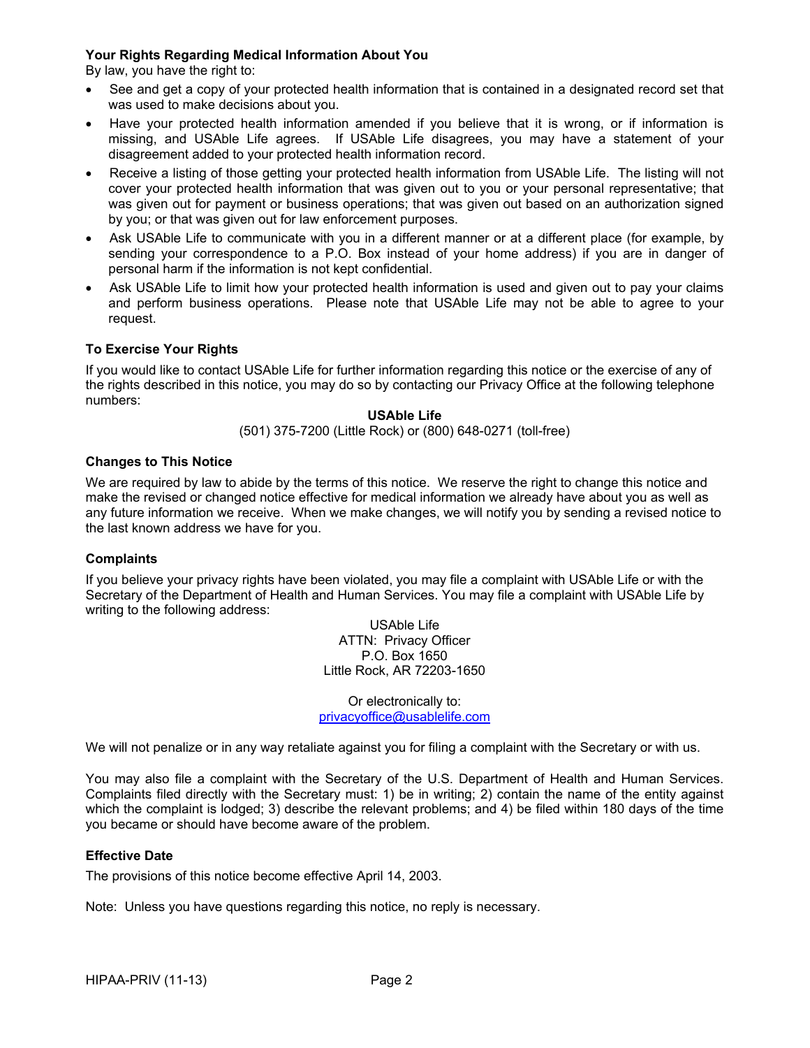**Your Rights Regarding Medical Information About You**

By law, you have the right to:

- See and get a copy of your protected health information that is contained in a designated record set that was used to make decisions about you.
- Have your protected health information amended if you believe that it is wrong, or if information is missing, and USAble Life agrees. If USAble Life disagrees, you may have a statement of your disagreement added to your protected health information record.
- Receive a listing of those getting your protected health information from USAble Life. The listing will not cover your protected health information that was given out to you or your personal representative; that was given out for payment or business operations; that was given out based on an authorization signed by you; or that was given out for law enforcement purposes.
- Ask USAble Life to communicate with you in a different manner or at a different place (for example, by sending your correspondence to a P.O. Box instead of your home address) if you are in danger of personal harm if the information is not kept confidential.
- Ask USAble Life to limit how your protected health information is used and given out to pay your claims and perform business operations. Please note that USAble Life may not be able to agree to your request.

**To Exercise Your Rights**

If you would like to contact USAble Life for further information regarding this notice or the exercise of any of the rights described in this notice, you may do so by contacting our Privacy Office at the following telephone numbers:

**USAble Life**
(501) 375-7200 (Little Rock) or (800) 648-0271 (toll-free)

**Changes to This Notice**

We are required by law to abide by the terms of this notice. We reserve the right to change this notice and make the revised or changed notice effective for medical information we already have about you as well as any future information we receive. When we make changes, we will notify you by sending a revised notice to the last known address we have for you.

**Complaints**

If you believe your privacy rights have been violated, you may file a complaint with USAble Life or with the Secretary of the Department of Health and Human Services. You may file a complaint with USAble Life by writing to the following address:

USAble Life
ATTN: Privacy Officer
P.O. Box 1650
Little Rock, AR 72203-1650

Or electronically to:
privacyoffice@usablelife.com

We will not penalize or in any way retaliate against you for filing a complaint with the Secretary or with us.

You may also file a complaint with the Secretary of the U.S. Department of Health and Human Services. Complaints filed directly with the Secretary must: 1) be in writing; 2) contain the name of the entity against which the complaint is lodged; 3) describe the relevant problems; and 4) be filed within 180 days of the time you became or should have become aware of the problem.

**Effective Date**

The provisions of this notice become effective April 14, 2003.

Note: Unless you have questions regarding this notice, no reply is necessary.

HIPAA-PRIV (11-13)